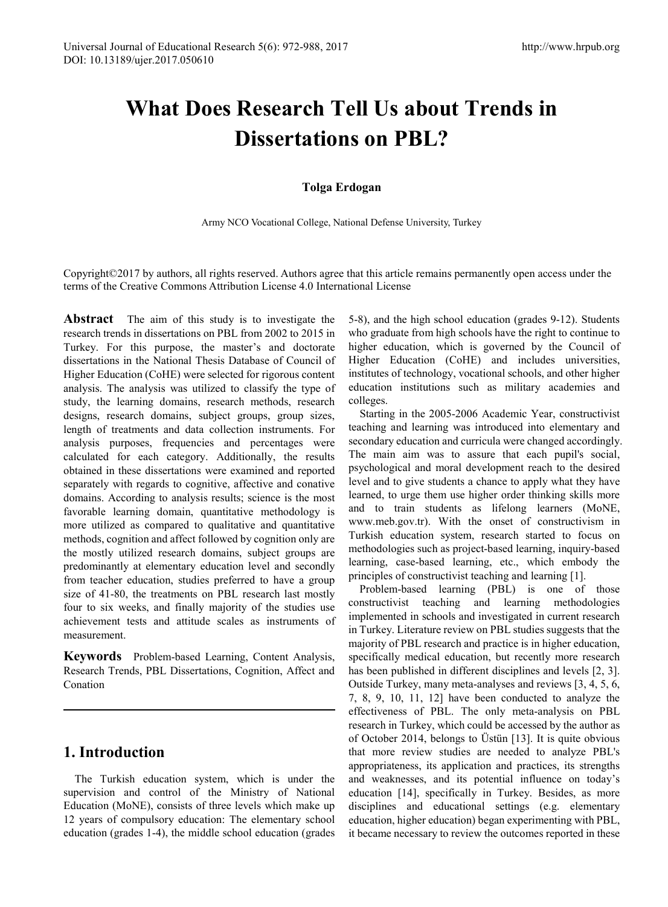# What Does Research Tell Us about Trends in Dissertations on PBL?

**Tolga Erdogan**

Army NCO Vocational College, National Defense University, Turkey

Copyright©2017 by authors, all rights reserved. Authors agree that this article remains permanently open access under the terms of the Creative Commons Attribution License 4.0 International License

**Abstract** The aim of this study is to investigate the research trends in dissertations on PBL from 2002 to 2015 in Turkey. For this purpose, the master's and doctorate dissertations in the National Thesis Database of Council of Higher Education (CoHE) were selected for rigorous content analysis. The analysis was utilized to classify the type of study, the learning domains, research methods, research designs, research domains, subject groups, group sizes, length of treatments and data collection instruments. For analysis purposes, frequencies and percentages were calculated for each category. Additionally, the results obtained in these dissertations were examined and reported separately with regards to cognitive, affective and conative domains. According to analysis results; science is the most favorable learning domain, quantitative methodology is more utilized as compared to qualitative and quantitative methods, cognition and affect followed by cognition only are the mostly utilized research domains, subject groups are predominantly at elementary education level and secondly from teacher education, studies preferred to have a group size of 41-80, the treatments on PBL research last mostly four to six weeks, and finally majority of the studies use achievement tests and attitude scales as instruments of measurement.

**Keywords** Problem-based Learning, Content Analysis, Research Trends, PBL Dissertations, Cognition, Affect and Conation

## 1. Introduction

The Turkish education system, which is under the supervision and control of the Ministry of National Education (MoNE), consists of three levels which make up 12 years of compulsory education: The elementary school education (grades 1-4), the middle school education (grades 5-8), and the high school education (grades 9-12). Students who graduate from high schools have the right to continue to higher education, which is governed by the Council of Higher Education (CoHE) and includes universities, institutes of technology, vocational schools, and other higher education institutions such as military academies and colleges.

Starting in the 2005-2006 Academic Year, constructivist teaching and learning was introduced into elementary and secondary education and curricula were changed accordingly. The main aim was to assure that each pupil's social, psychological and moral development reach to the desired level and to give students a chance to apply what they have learned, to urge them use higher order thinking skills more and to train students as lifelong learners (MoNE, www.meb.gov.tr). With the onset of constructivism in Turkish education system, research started to focus on methodologies such as project-based learning, inquiry-based learning, case-based learning, etc., which embody the principles of constructivist teaching and learning [1].

Problem-based learning (PBL) is one of those constructivist teaching and learning methodologies implemented in schools and investigated in current research in Turkey. Literature review on PBL studies suggests that the majority of PBL research and practice is in higher education, specifically medical education, but recently more research has been published in different disciplines and levels [2, 3]. Outside Turkey, many meta-analyses and reviews [3, 4, 5, 6, 7, 8, 9, 10, 11, 12] have been conducted to analyze the effectiveness of PBL. The only meta-analysis on PBL research in Turkey, which could be accessed by the author as of October 2014, belongs to Üstün [13]. It is quite obvious that more review studies are needed to analyze PBL's appropriateness, its application and practices, its strengths and weaknesses, and its potential influence on today's education [14], specifically in Turkey. Besides, as more disciplines and educational settings (e.g. elementary education, higher education) began experimenting with PBL, it became necessary to review the outcomes reported in these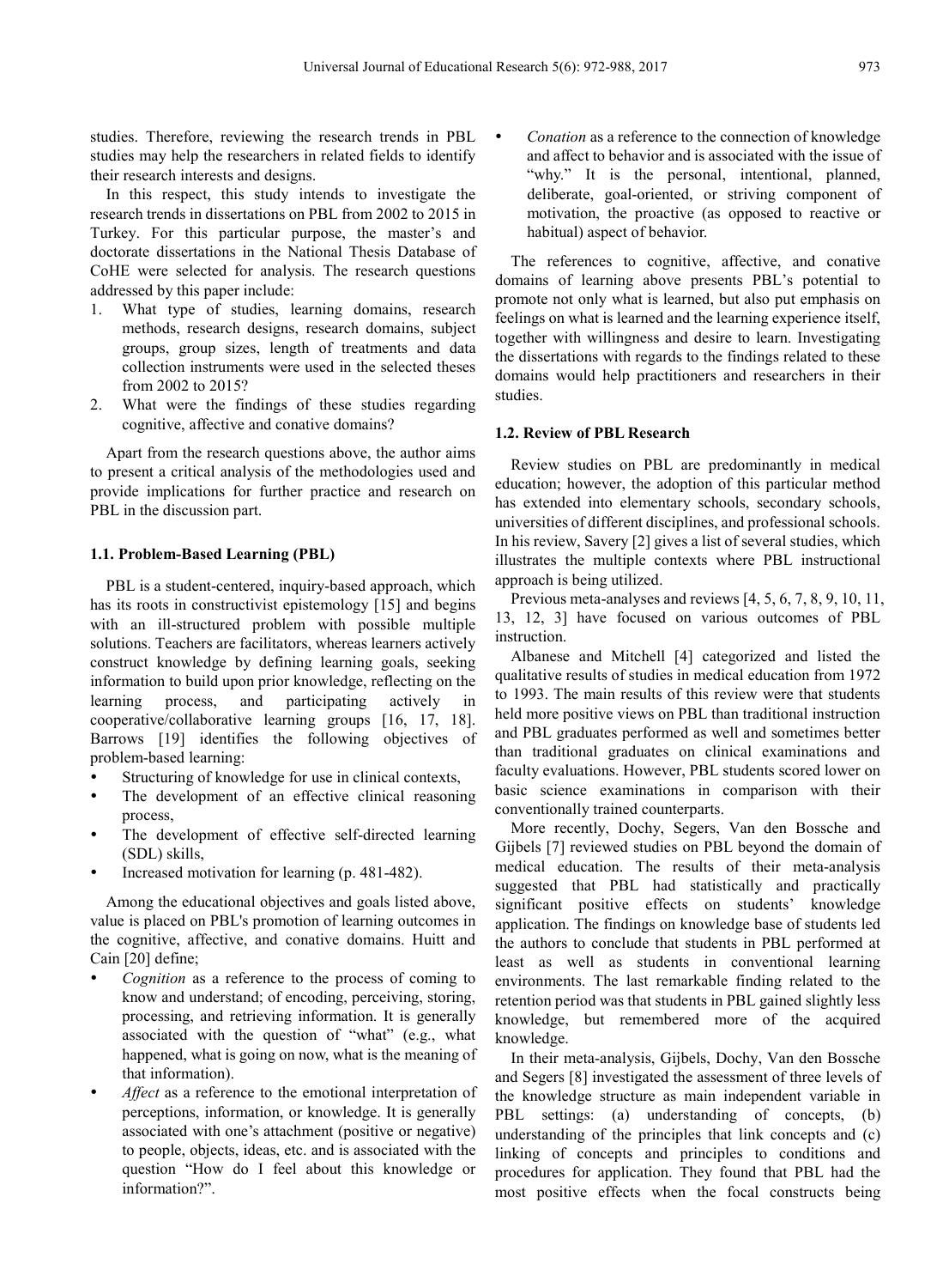studies. Therefore, reviewing the research trends in PBL studies may help the researchers in related fields to identify their research interests and designs.

In this respect, this study intends to investigate the research trends in dissertations on PBL from 2002 to 2015 in Turkey. For this particular purpose, the master's and doctorate dissertations in the National Thesis Database of CoHE were selected for analysis. The research questions addressed by this paper include:

1. What type of studies, learning domains, research methods, research designs, research domains, subject groups, group sizes, length of treatments and data collection instruments were used in the selected theses from 2002 to 2015?
2. What were the findings of these studies regarding cognitive, affective and conative domains?

Apart from the research questions above, the author aims to present a critical analysis of the methodologies used and provide implications for further practice and research on PBL in the discussion part.

### 1.1. Problem-Based Learning (PBL)

PBL is a student-centered, inquiry-based approach, which has its roots in constructivist epistemology [15] and begins with an ill-structured problem with possible multiple solutions. Teachers are facilitators, whereas learners actively construct knowledge by defining learning goals, seeking information to build upon prior knowledge, reflecting on the learning process, and participating actively in cooperative/collaborative learning groups [16, 17, 18]. Barrows [19] identifies the following objectives of problem-based learning:

- Structuring of knowledge for use in clinical contexts,
- The development of an effective clinical reasoning process,
- The development of effective self-directed learning (SDL) skills,
- Increased motivation for learning (p. 481-482).

Among the educational objectives and goals listed above, value is placed on PBL's promotion of learning outcomes in the cognitive, affective, and conative domains. Huitt and Cain [20] define;

- *Cognition* as a reference to the process of coming to know and understand; of encoding, perceiving, storing, processing, and retrieving information. It is generally associated with the question of "what" (e.g., what happened, what is going on now, what is the meaning of that information).
- *Affect* as a reference to the emotional interpretation of perceptions, information, or knowledge. It is generally associated with one's attachment (positive or negative) to people, objects, ideas, etc. and is associated with the question "How do I feel about this knowledge or information?".
- *Conation* as a reference to the connection of knowledge and affect to behavior and is associated with the issue of "why." It is the personal, intentional, planned, deliberate, goal-oriented, or striving component of motivation, the proactive (as opposed to reactive or habitual) aspect of behavior.

The references to cognitive, affective, and conative domains of learning above presents PBL's potential to promote not only what is learned, but also put emphasis on feelings on what is learned and the learning experience itself, together with willingness and desire to learn. Investigating the dissertations with regards to the findings related to these domains would help practitioners and researchers in their studies.

### 1.2. Review of PBL Research

Review studies on PBL are predominantly in medical education; however, the adoption of this particular method has extended into elementary schools, secondary schools, universities of different disciplines, and professional schools. In his review, Savery [2] gives a list of several studies, which illustrates the multiple contexts where PBL instructional approach is being utilized.

Previous meta-analyses and reviews [4, 5, 6, 7, 8, 9, 10, 11, 13, 12, 3] have focused on various outcomes of PBL instruction.

Albanese and Mitchell [4] categorized and listed the qualitative results of studies in medical education from 1972 to 1993. The main results of this review were that students held more positive views on PBL than traditional instruction and PBL graduates performed as well and sometimes better than traditional graduates on clinical examinations and faculty evaluations. However, PBL students scored lower on basic science examinations in comparison with their conventionally trained counterparts.

More recently, Dochy, Segers, Van den Bossche and Gijbels [7] reviewed studies on PBL beyond the domain of medical education. The results of their meta-analysis suggested that PBL had statistically and practically significant positive effects on students' knowledge application. The findings on knowledge base of students led the authors to conclude that students in PBL performed at least as well as students in conventional learning environments. The last remarkable finding related to the retention period was that students in PBL gained slightly less knowledge, but remembered more of the acquired knowledge.

In their meta-analysis, Gijbels, Dochy, Van den Bossche and Segers [8] investigated the assessment of three levels of the knowledge structure as main independent variable in PBL settings: (a) understanding of concepts, (b) understanding of the principles that link concepts and (c) linking of concepts and principles to conditions and procedures for application. They found that PBL had the most positive effects when the focal constructs being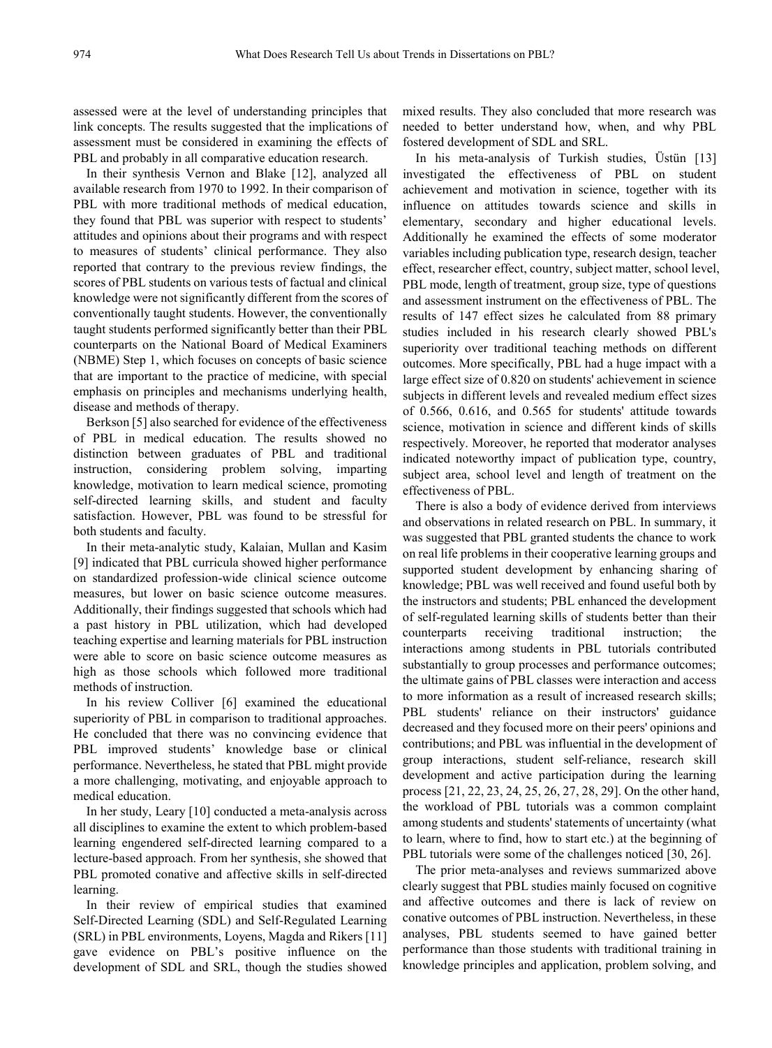assessed were at the level of understanding principles that link concepts. The results suggested that the implications of assessment must be considered in examining the effects of PBL and probably in all comparative education research.

In their synthesis Vernon and Blake [12], analyzed all available research from 1970 to 1992. In their comparison of PBL with more traditional methods of medical education, they found that PBL was superior with respect to students' attitudes and opinions about their programs and with respect to measures of students' clinical performance. They also reported that contrary to the previous review findings, the scores of PBL students on various tests of factual and clinical knowledge were not significantly different from the scores of conventionally taught students. However, the conventionally taught students performed significantly better than their PBL counterparts on the National Board of Medical Examiners (NBME) Step 1, which focuses on concepts of basic science that are important to the practice of medicine, with special emphasis on principles and mechanisms underlying health, disease and methods of therapy.

Berkson [5] also searched for evidence of the effectiveness of PBL in medical education. The results showed no distinction between graduates of PBL and traditional instruction, considering problem solving, imparting knowledge, motivation to learn medical science, promoting self-directed learning skills, and student and faculty satisfaction. However, PBL was found to be stressful for both students and faculty.

In their meta-analytic study, Kalaian, Mullan and Kasim [9] indicated that PBL curricula showed higher performance on standardized profession-wide clinical science outcome measures, but lower on basic science outcome measures. Additionally, their findings suggested that schools which had a past history in PBL utilization, which had developed teaching expertise and learning materials for PBL instruction were able to score on basic science outcome measures as high as those schools which followed more traditional methods of instruction.

In his review Colliver [6] examined the educational superiority of PBL in comparison to traditional approaches. He concluded that there was no convincing evidence that PBL improved students' knowledge base or clinical performance. Nevertheless, he stated that PBL might provide a more challenging, motivating, and enjoyable approach to medical education.

In her study, Leary [10] conducted a meta-analysis across all disciplines to examine the extent to which problem-based learning engendered self-directed learning compared to a lecture-based approach. From her synthesis, she showed that PBL promoted conative and affective skills in self-directed learning.

In their review of empirical studies that examined Self-Directed Learning (SDL) and Self-Regulated Learning (SRL) in PBL environments, Loyens, Magda and Rikers [11] gave evidence on PBL's positive influence on the development of SDL and SRL, though the studies showed mixed results. They also concluded that more research was needed to better understand how, when, and why PBL fostered development of SDL and SRL.

In his meta-analysis of Turkish studies, Üstün [13] investigated the effectiveness of PBL on student achievement and motivation in science, together with its influence on attitudes towards science and skills in elementary, secondary and higher educational levels. Additionally he examined the effects of some moderator variables including publication type, research design, teacher effect, researcher effect, country, subject matter, school level, PBL mode, length of treatment, group size, type of questions and assessment instrument on the effectiveness of PBL. The results of 147 effect sizes he calculated from 88 primary studies included in his research clearly showed PBL's superiority over traditional teaching methods on different outcomes. More specifically, PBL had a huge impact with a large effect size of 0.820 on students' achievement in science subjects in different levels and revealed medium effect sizes of 0.566, 0.616, and 0.565 for students' attitude towards science, motivation in science and different kinds of skills respectively. Moreover, he reported that moderator analyses indicated noteworthy impact of publication type, country, subject area, school level and length of treatment on the effectiveness of PBL.

There is also a body of evidence derived from interviews and observations in related research on PBL. In summary, it was suggested that PBL granted students the chance to work on real life problems in their cooperative learning groups and supported student development by enhancing sharing of knowledge; PBL was well received and found useful both by the instructors and students; PBL enhanced the development of self-regulated learning skills of students better than their counterparts receiving traditional instruction; the interactions among students in PBL tutorials contributed substantially to group processes and performance outcomes; the ultimate gains of PBL classes were interaction and access to more information as a result of increased research skills; PBL students' reliance on their instructors' guidance decreased and they focused more on their peers' opinions and contributions; and PBL was influential in the development of group interactions, student self-reliance, research skill development and active participation during the learning process [21, 22, 23, 24, 25, 26, 27, 28, 29]. On the other hand, the workload of PBL tutorials was a common complaint among students and students' statements of uncertainty (what to learn, where to find, how to start etc.) at the beginning of PBL tutorials were some of the challenges noticed [30, 26].

The prior meta-analyses and reviews summarized above clearly suggest that PBL studies mainly focused on cognitive and affective outcomes and there is lack of review on conative outcomes of PBL instruction. Nevertheless, in these analyses, PBL students seemed to have gained better performance than those students with traditional training in knowledge principles and application, problem solving, and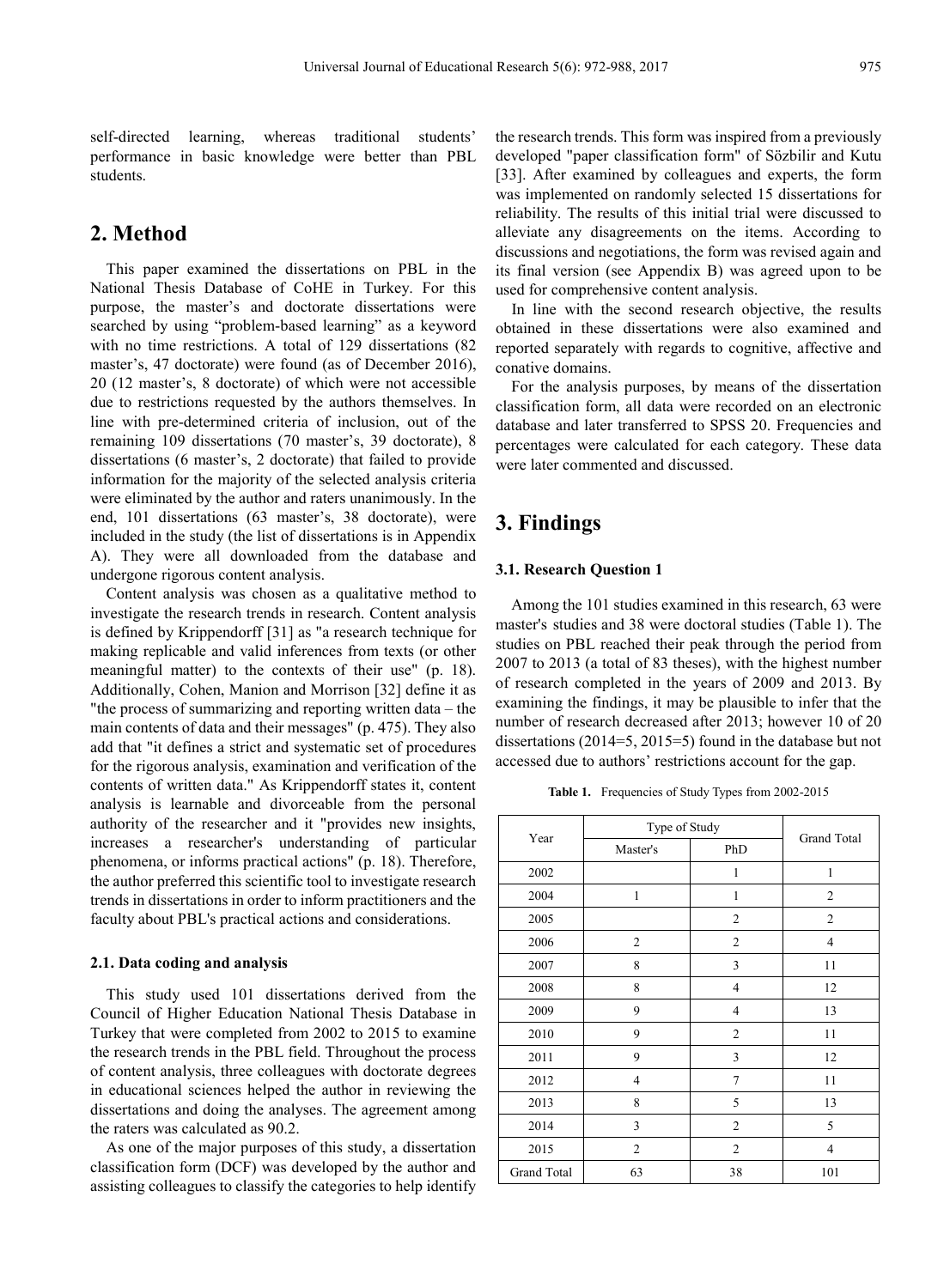self-directed learning, whereas traditional students' performance in basic knowledge were better than PBL students.

## 2. Method

This paper examined the dissertations on PBL in the National Thesis Database of CoHE in Turkey. For this purpose, the master's and doctorate dissertations were searched by using "problem-based learning" as a keyword with no time restrictions. A total of 129 dissertations (82 master's, 47 doctorate) were found (as of December 2016), 20 (12 master's, 8 doctorate) of which were not accessible due to restrictions requested by the authors themselves. In line with pre-determined criteria of inclusion, out of the remaining 109 dissertations (70 master's, 39 doctorate), 8 dissertations (6 master's, 2 doctorate) that failed to provide information for the majority of the selected analysis criteria were eliminated by the author and raters unanimously. In the end, 101 dissertations (63 master's, 38 doctorate), were included in the study (the list of dissertations is in Appendix A). They were all downloaded from the database and undergone rigorous content analysis.

Content analysis was chosen as a qualitative method to investigate the research trends in research. Content analysis is defined by Krippendorff [31] as "a research technique for making replicable and valid inferences from texts (or other meaningful matter) to the contexts of their use" (p. 18). Additionally, Cohen, Manion and Morrison [32] define it as "the process of summarizing and reporting written data – the main contents of data and their messages" (p. 475). They also add that "it defines a strict and systematic set of procedures for the rigorous analysis, examination and verification of the contents of written data." As Krippendorff states it, content analysis is learnable and divorceable from the personal authority of the researcher and it "provides new insights, increases a researcher's understanding of particular phenomena, or informs practical actions" (p. 18). Therefore, the author preferred this scientific tool to investigate research trends in dissertations in order to inform practitioners and the faculty about PBL's practical actions and considerations.

### 2.1. Data coding and analysis

This study used 101 dissertations derived from the Council of Higher Education National Thesis Database in Turkey that were completed from 2002 to 2015 to examine the research trends in the PBL field. Throughout the process of content analysis, three colleagues with doctorate degrees in educational sciences helped the author in reviewing the dissertations and doing the analyses. The agreement among the raters was calculated as 90.2.

As one of the major purposes of this study, a dissertation classification form (DCF) was developed by the author and assisting colleagues to classify the categories to help identify the research trends. This form was inspired from a previously developed "paper classification form" of Sözbilir and Kutu [33]. After examined by colleagues and experts, the form was implemented on randomly selected 15 dissertations for reliability. The results of this initial trial were discussed to alleviate any disagreements on the items. According to discussions and negotiations, the form was revised again and its final version (see Appendix B) was agreed upon to be used for comprehensive content analysis.

In line with the second research objective, the results obtained in these dissertations were also examined and reported separately with regards to cognitive, affective and conative domains.

For the analysis purposes, by means of the dissertation classification form, all data were recorded on an electronic database and later transferred to SPSS 20. Frequencies and percentages were calculated for each category. These data were later commented and discussed.

## 3. Findings

### 3.1. Research Question 1

Among the 101 studies examined in this research, 63 were master's studies and 38 were doctoral studies (Table 1). The studies on PBL reached their peak through the period from 2007 to 2013 (a total of 83 theses), with the highest number of research completed in the years of 2009 and 2013. By examining the findings, it may be plausible to infer that the number of research decreased after 2013; however 10 of 20 dissertations (2014=5, 2015=5) found in the database but not accessed due to authors' restrictions account for the gap.

**Table 1.** Frequencies of Study Types from 2002-2015

| Year | Type of Study | | Grand Total |
|---|---|---|---|
| | Master's | PhD | |
| 2002 | | 1 | 1 |
| 2004 | 1 | 1 | 2 |
| 2005 | | 2 | 2 |
| 2006 | 2 | 2 | 4 |
| 2007 | 8 | 3 | 11 |
| 2008 | 8 | 4 | 12 |
| 2009 | 9 | 4 | 13 |
| 2010 | 9 | 2 | 11 |
| 2011 | 9 | 3 | 12 |
| 2012 | 4 | 7 | 11 |
| 2013 | 8 | 5 | 13 |
| 2014 | 3 | 2 | 5 |
| 2015 | 2 | 2 | 4 |
| Grand Total | 63 | 38 | 101 |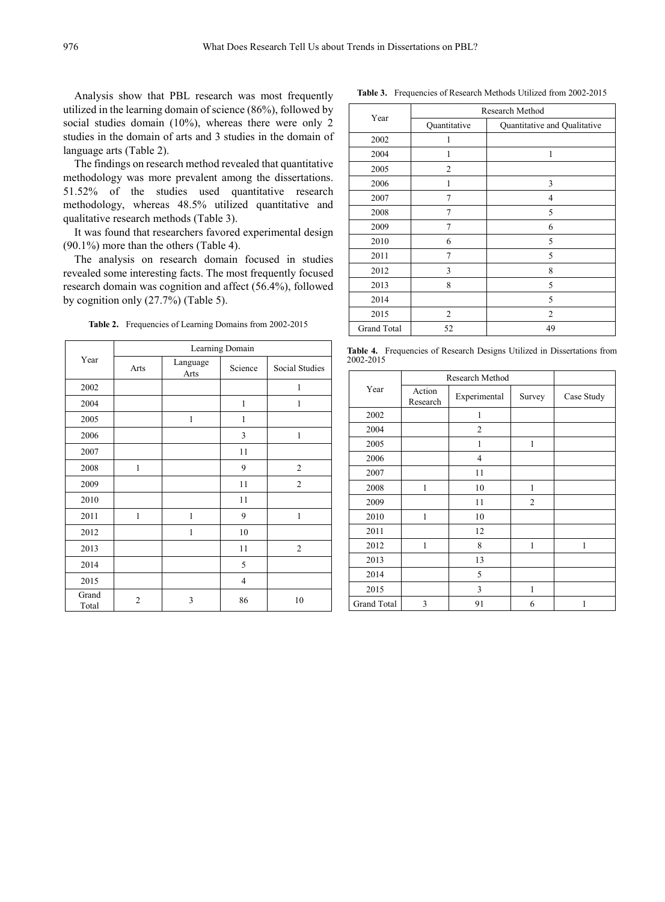Analysis show that PBL research was most frequently utilized in the learning domain of science (86%), followed by social studies domain (10%), whereas there were only 2 studies in the domain of arts and 3 studies in the domain of language arts (Table 2).

The findings on research method revealed that quantitative methodology was more prevalent among the dissertations. 51.52% of the studies used quantitative research methodology, whereas 48.5% utilized quantitative and qualitative research methods (Table 3).

It was found that researchers favored experimental design (90.1%) more than the others (Table 4).

The analysis on research domain focused in studies revealed some interesting facts. The most frequently focused research domain was cognition and affect (56.4%), followed by cognition only (27.7%) (Table 5).

**Table 2.** Frequencies of Learning Domains from 2002-2015

| Year | Learning Domain | | | |
|---|---|---|---|---|
| | Arts | Language Arts | Science | Social Studies |
| 2002 | | | | 1 |
| 2004 | | | 1 | 1 |
| 2005 | | 1 | 1 | |
| 2006 | | | 3 | 1 |
| 2007 | | | 11 | |
| 2008 | 1 | | 9 | 2 |
| 2009 | | | 11 | 2 |
| 2010 | | | 11 | |
| 2011 | 1 | 1 | 9 | 1 |
| 2012 | | 1 | 10 | |
| 2013 | | | 11 | 2 |
| 2014 | | | 5 | |
| 2015 | | | 4 | |
| Grand Total | 2 | 3 | 86 | 10 |

**Table 3.** Frequencies of Research Methods Utilized from 2002-2015

| Year | Research Method | |
|---|---|---|
| | Quantitative | Quantitative and Qualitative |
| 2002 | 1 | |
| 2004 | 1 | 1 |
| 2005 | 2 | |
| 2006 | 1 | 3 |
| 2007 | 7 | 4 |
| 2008 | 7 | 5 |
| 2009 | 7 | 6 |
| 2010 | 6 | 5 |
| 2011 | 7 | 5 |
| 2012 | 3 | 8 |
| 2013 | 8 | 5 |
| 2014 | | 5 |
| 2015 | 2 | 2 |
| Grand Total | 52 | 49 |

**Table 4.** Frequencies of Research Designs Utilized in Dissertations from 2002-2015

| Year | Research Method | | | |
|---|---|---|---|---|
| | Action Research | Experimental | Survey | Case Study |
| 2002 | | 1 | | |
| 2004 | | 2 | | |
| 2005 | | 1 | 1 | |
| 2006 | | 4 | | |
| 2007 | | 11 | | |
| 2008 | 1 | 10 | 1 | |
| 2009 | | 11 | 2 | |
| 2010 | 1 | 10 | | |
| 2011 | | 12 | | |
| 2012 | 1 | 8 | 1 | 1 |
| 2013 | | 13 | | |
| 2014 | | 5 | | |
| 2015 | | 3 | 1 | |
| Grand Total | 3 | 91 | 6 | 1 |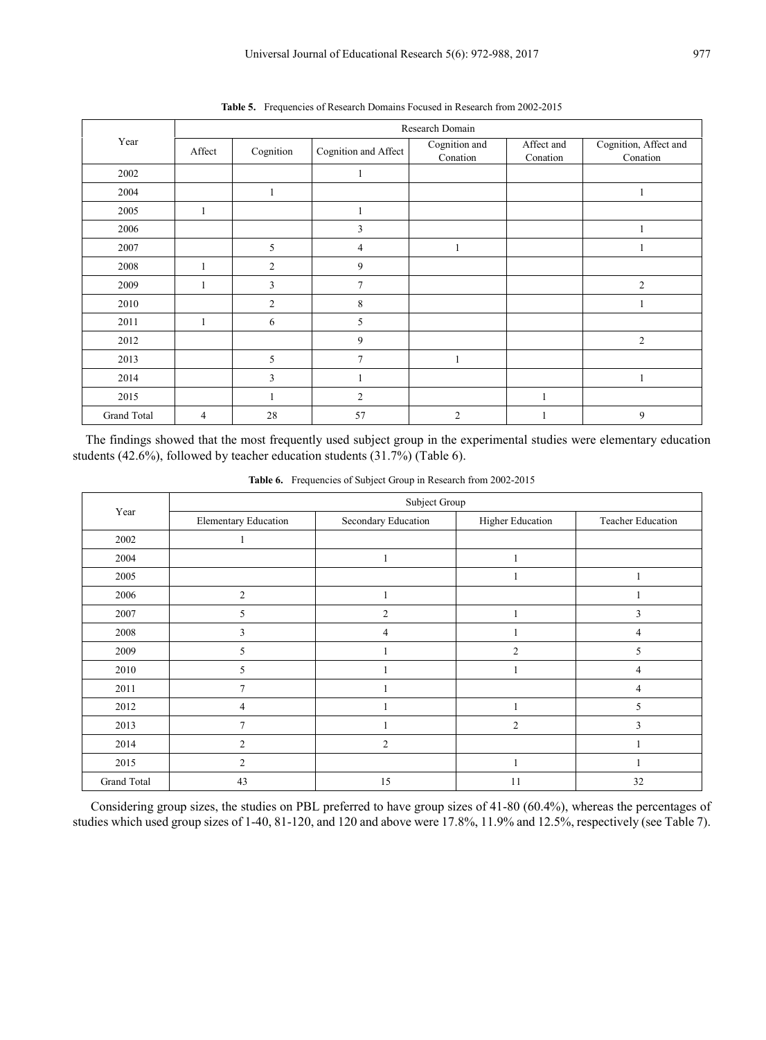**Table 5.** Frequencies of Research Domains Focused in Research from 2002-2015

| Year | Research Domain | | | | | |
|---|---|---|---|---|---|---|
| | Affect | Cognition | Cognition and Affect | Cognition and Conation | Affect and Conation | Cognition, Affect and Conation |
| 2002 | | | 1 | | | |
| 2004 | | 1 | | | | 1 |
| 2005 | 1 | | 1 | | | |
| 2006 | | | 3 | | | 1 |
| 2007 | | 5 | 4 | 1 | | 1 |
| 2008 | 1 | 2 | 9 | | | |
| 2009 | 1 | 3 | 7 | | | 2 |
| 2010 | | 2 | 8 | | | 1 |
| 2011 | 1 | 6 | 5 | | | |
| 2012 | | | 9 | | | 2 |
| 2013 | | 5 | 7 | 1 | | |
| 2014 | | 3 | 1 | | | 1 |
| 2015 | | 1 | 2 | | 1 | |
| Grand Total | 4 | 28 | 57 | 2 | 1 | 9 |

The findings showed that the most frequently used subject group in the experimental studies were elementary education students (42.6%), followed by teacher education students (31.7%) (Table 6).

**Table 6.** Frequencies of Subject Group in Research from 2002-2015

| Year | Subject Group | | | |
|---|---|---|---|---|
| | Elementary Education | Secondary Education | Higher Education | Teacher Education |
| 2002 | 1 | | | |
| 2004 | | 1 | 1 | |
| 2005 | | | 1 | 1 |
| 2006 | 2 | 1 | | 1 |
| 2007 | 5 | 2 | 1 | 3 |
| 2008 | 3 | 4 | 1 | 4 |
| 2009 | 5 | 1 | 2 | 5 |
| 2010 | 5 | 1 | 1 | 4 |
| 2011 | 7 | 1 | | 4 |
| 2012 | 4 | 1 | 1 | 5 |
| 2013 | 7 | 1 | 2 | 3 |
| 2014 | 2 | 2 | | 1 |
| 2015 | 2 | | 1 | 1 |
| Grand Total | 43 | 15 | 11 | 32 |

Considering group sizes, the studies on PBL preferred to have group sizes of 41-80 (60.4%), whereas the percentages of studies which used group sizes of 1-40, 81-120, and 120 and above were 17.8%, 11.9% and 12.5%, respectively (see Table 7).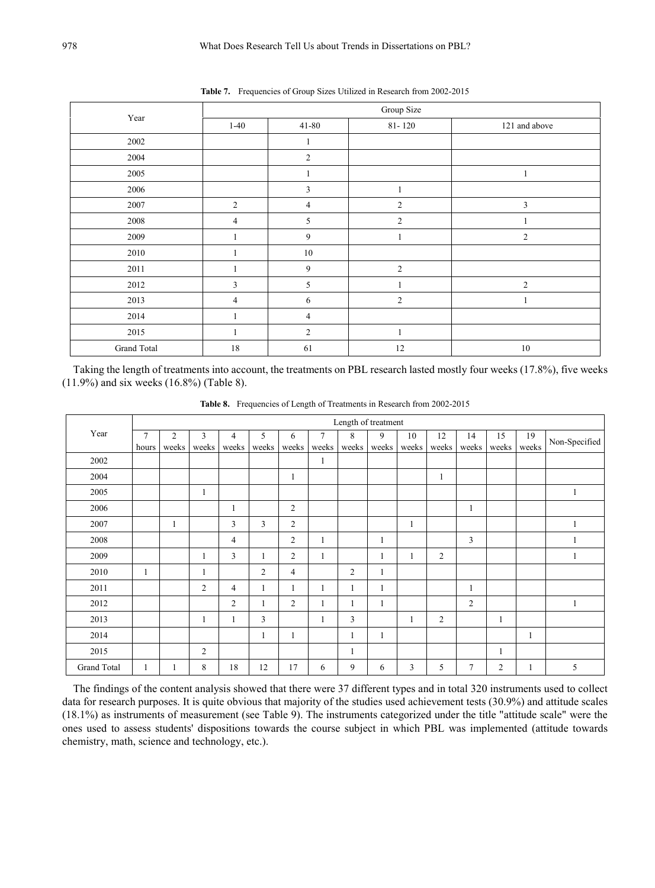**Table 7.** Frequencies of Group Sizes Utilized in Research from 2002-2015

| Year | Group Size | | | |
|---|---|---|---|---|
| | 1-40 | 41-80 | 81- 120 | 121 and above |
| 2002 | | 1 | | |
| 2004 | | 2 | | |
| 2005 | | 1 | | 1 |
| 2006 | | 3 | 1 | |
| 2007 | 2 | 4 | 2 | 3 |
| 2008 | 4 | 5 | 2 | 1 |
| 2009 | 1 | 9 | 1 | 2 |
| 2010 | 1 | 10 | | |
| 2011 | 1 | 9 | 2 | |
| 2012 | 3 | 5 | 1 | 2 |
| 2013 | 4 | 6 | 2 | 1 |
| 2014 | 1 | 4 | | |
| 2015 | 1 | 2 | 1 | |
| Grand Total | 18 | 61 | 12 | 10 |

Taking the length of treatments into account, the treatments on PBL research lasted mostly four weeks (17.8%), five weeks (11.9%) and six weeks (16.8%) (Table 8).

**Table 8.** Frequencies of Length of Treatments in Research from 2002-2015

| Year | Length of treatment | | | | | | | | | | | | | | |
|---|---|---|---|---|---|---|---|---|---|---|---|---|---|---|---|
| | 7 hours | 2 weeks | 3 weeks | 4 weeks | 5 weeks | 6 weeks | 7 weeks | 8 weeks | 9 weeks | 10 weeks | 12 weeks | 14 weeks | 15 weeks | 19 weeks | Non-Specified |
| 2002 | | | | | | | 1 | | | | | | | | |
| 2004 | | | | | | 1 | | | | | 1 | | | | |
| 2005 | | | 1 | | | | | | | | | | | | 1 |
| 2006 | | | | 1 | | 2 | | | | | | 1 | | | |
| 2007 | | 1 | | 3 | 3 | 2 | | | | 1 | | | | | 1 |
| 2008 | | | | 4 | | 2 | 1 | | 1 | | | 3 | | | 1 |
| 2009 | | | 1 | 3 | 1 | 2 | 1 | | 1 | 1 | 2 | | | | 1 |
| 2010 | 1 | | 1 | | 2 | 4 | | 2 | 1 | | | | | | |
| 2011 | | | 2 | 4 | 1 | 1 | 1 | 1 | 1 | | | 1 | | | |
| 2012 | | | | 2 | 1 | 2 | 1 | 1 | 1 | | | 2 | | | 1 |
| 2013 | | | 1 | 1 | 3 | | 1 | 3 | | 1 | 2 | | 1 | | |
| 2014 | | | | | 1 | 1 | | 1 | 1 | | | | | 1 | |
| 2015 | | | 2 | | | | | 1 | | | | | 1 | | |
| Grand Total | 1 | 1 | 8 | 18 | 12 | 17 | 6 | 9 | 6 | 3 | 5 | 7 | 2 | 1 | 5 |

The findings of the content analysis showed that there were 37 different types and in total 320 instruments used to collect data for research purposes. It is quite obvious that majority of the studies used achievement tests (30.9%) and attitude scales (18.1%) as instruments of measurement (see Table 9). The instruments categorized under the title "attitude scale" were the ones used to assess students' dispositions towards the course subject in which PBL was implemented (attitude towards chemistry, math, science and technology, etc.).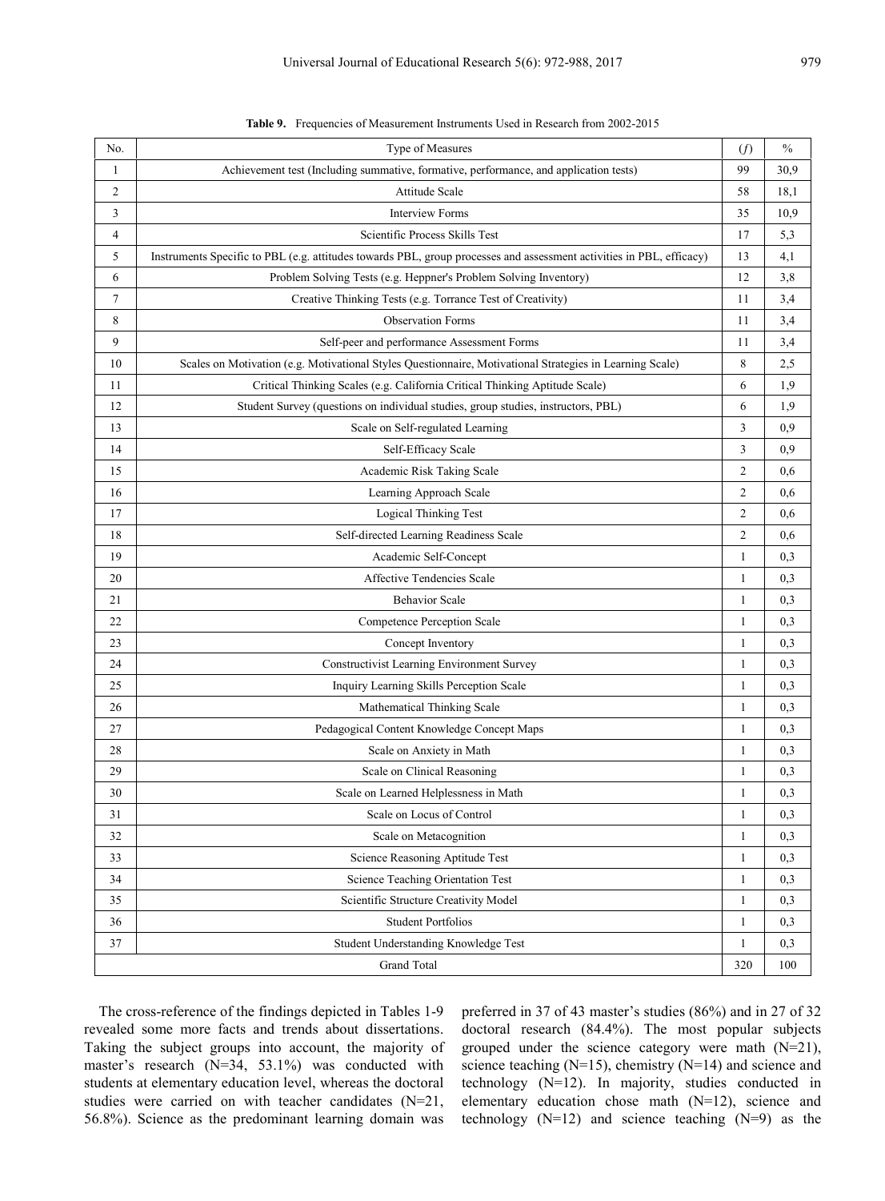**Table 9.** Frequencies of Measurement Instruments Used in Research from 2002-2015

| No. | Type of Measures | (*f*) | % |
|---|---|---|---|
| 1 | Achievement test (Including summative, formative, performance, and application tests) | 99 | 30,9 |
| 2 | Attitude Scale | 58 | 18,1 |
| 3 | Interview Forms | 35 | 10,9 |
| 4 | Scientific Process Skills Test | 17 | 5,3 |
| 5 | Instruments Specific to PBL (e.g. attitudes towards PBL, group processes and assessment activities in PBL, efficacy) | 13 | 4,1 |
| 6 | Problem Solving Tests (e.g. Heppner's Problem Solving Inventory) | 12 | 3,8 |
| 7 | Creative Thinking Tests (e.g. Torrance Test of Creativity) | 11 | 3,4 |
| 8 | Observation Forms | 11 | 3,4 |
| 9 | Self-peer and performance Assessment Forms | 11 | 3,4 |
| 10 | Scales on Motivation (e.g. Motivational Styles Questionnaire, Motivational Strategies in Learning Scale) | 8 | 2,5 |
| 11 | Critical Thinking Scales (e.g. California Critical Thinking Aptitude Scale) | 6 | 1,9 |
| 12 | Student Survey (questions on individual studies, group studies, instructors, PBL) | 6 | 1,9 |
| 13 | Scale on Self-regulated Learning | 3 | 0,9 |
| 14 | Self-Efficacy Scale | 3 | 0,9 |
| 15 | Academic Risk Taking Scale | 2 | 0,6 |
| 16 | Learning Approach Scale | 2 | 0,6 |
| 17 | Logical Thinking Test | 2 | 0,6 |
| 18 | Self-directed Learning Readiness Scale | 2 | 0,6 |
| 19 | Academic Self-Concept | 1 | 0,3 |
| 20 | Affective Tendencies Scale | 1 | 0,3 |
| 21 | Behavior Scale | 1 | 0,3 |
| 22 | Competence Perception Scale | 1 | 0,3 |
| 23 | Concept Inventory | 1 | 0,3 |
| 24 | Constructivist Learning Environment Survey | 1 | 0,3 |
| 25 | Inquiry Learning Skills Perception Scale | 1 | 0,3 |
| 26 | Mathematical Thinking Scale | 1 | 0,3 |
| 27 | Pedagogical Content Knowledge Concept Maps | 1 | 0,3 |
| 28 | Scale on Anxiety in Math | 1 | 0,3 |
| 29 | Scale on Clinical Reasoning | 1 | 0,3 |
| 30 | Scale on Learned Helplessness in Math | 1 | 0,3 |
| 31 | Scale on Locus of Control | 1 | 0,3 |
| 32 | Scale on Metacognition | 1 | 0,3 |
| 33 | Science Reasoning Aptitude Test | 1 | 0,3 |
| 34 | Science Teaching Orientation Test | 1 | 0,3 |
| 35 | Scientific Structure Creativity Model | 1 | 0,3 |
| 36 | Student Portfolios | 1 | 0,3 |
| 37 | Student Understanding Knowledge Test | 1 | 0,3 |
| | Grand Total | 320 | 100 |

The cross-reference of the findings depicted in Tables 1-9 revealed some more facts and trends about dissertations. Taking the subject groups into account, the majority of master's research (N=34, 53.1%) was conducted with students at elementary education level, whereas the doctoral studies were carried on with teacher candidates (N=21, 56.8%). Science as the predominant learning domain was preferred in 37 of 43 master's studies (86%) and in 27 of 32 doctoral research (84.4%). The most popular subjects grouped under the science category were math (N=21), science teaching (N=15), chemistry (N=14) and science and technology (N=12). In majority, studies conducted in elementary education chose math (N=12), science and technology (N=12) and science teaching (N=9) as the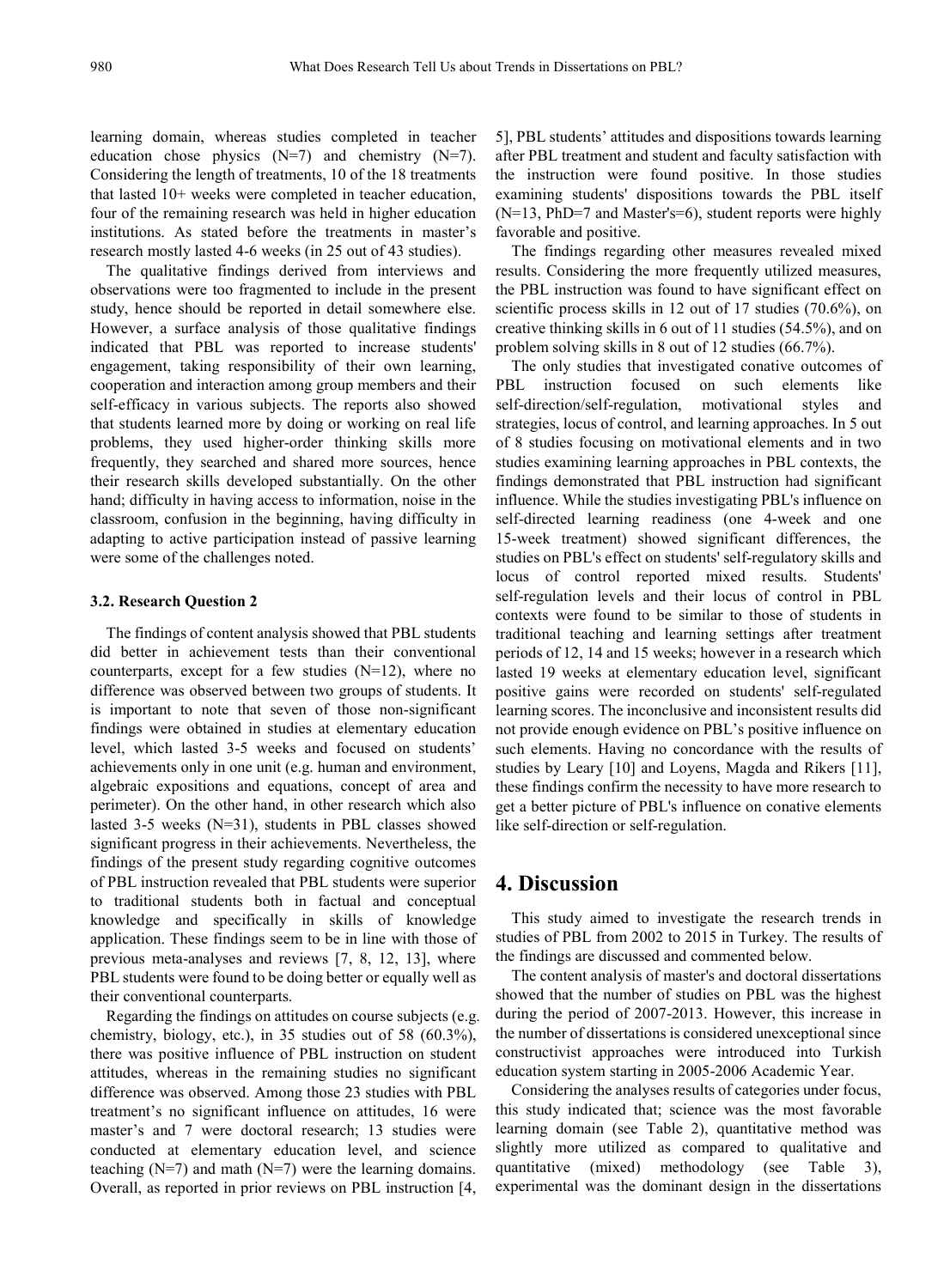learning domain, whereas studies completed in teacher education chose physics (N=7) and chemistry (N=7). Considering the length of treatments, 10 of the 18 treatments that lasted 10+ weeks were completed in teacher education, four of the remaining research was held in higher education institutions. As stated before the treatments in master's research mostly lasted 4-6 weeks (in 25 out of 43 studies).

The qualitative findings derived from interviews and observations were too fragmented to include in the present study, hence should be reported in detail somewhere else. However, a surface analysis of those qualitative findings indicated that PBL was reported to increase students' engagement, taking responsibility of their own learning, cooperation and interaction among group members and their self-efficacy in various subjects. The reports also showed that students learned more by doing or working on real life problems, they used higher-order thinking skills more frequently, they searched and shared more sources, hence their research skills developed substantially. On the other hand; difficulty in having access to information, noise in the classroom, confusion in the beginning, having difficulty in adapting to active participation instead of passive learning were some of the challenges noted.

### 3.2. Research Question 2

The findings of content analysis showed that PBL students did better in achievement tests than their conventional counterparts, except for a few studies (N=12), where no difference was observed between two groups of students. It is important to note that seven of those non-significant findings were obtained in studies at elementary education level, which lasted 3-5 weeks and focused on students' achievements only in one unit (e.g. human and environment, algebraic expositions and equations, concept of area and perimeter). On the other hand, in other research which also lasted 3-5 weeks (N=31), students in PBL classes showed significant progress in their achievements. Nevertheless, the findings of the present study regarding cognitive outcomes of PBL instruction revealed that PBL students were superior to traditional students both in factual and conceptual knowledge and specifically in skills of knowledge application. These findings seem to be in line with those of previous meta-analyses and reviews [7, 8, 12, 13], where PBL students were found to be doing better or equally well as their conventional counterparts.

Regarding the findings on attitudes on course subjects (e.g. chemistry, biology, etc.), in 35 studies out of 58 (60.3%), there was positive influence of PBL instruction on student attitudes, whereas in the remaining studies no significant difference was observed. Among those 23 studies with PBL treatment's no significant influence on attitudes, 16 were master's and 7 were doctoral research; 13 studies were conducted at elementary education level, and science teaching (N=7) and math (N=7) were the learning domains. Overall, as reported in prior reviews on PBL instruction [4, 5], PBL students' attitudes and dispositions towards learning after PBL treatment and student and faculty satisfaction with the instruction were found positive. In those studies examining students' dispositions towards the PBL itself (N=13, PhD=7 and Master's=6), student reports were highly favorable and positive.

The findings regarding other measures revealed mixed results. Considering the more frequently utilized measures, the PBL instruction was found to have significant effect on scientific process skills in 12 out of 17 studies (70.6%), on creative thinking skills in 6 out of 11 studies (54.5%), and on problem solving skills in 8 out of 12 studies (66.7%).

The only studies that investigated conative outcomes of PBL instruction focused on such elements like self-direction/self-regulation, motivational styles and strategies, locus of control, and learning approaches. In 5 out of 8 studies focusing on motivational elements and in two studies examining learning approaches in PBL contexts, the findings demonstrated that PBL instruction had significant influence. While the studies investigating PBL's influence on self-directed learning readiness (one 4-week and one 15-week treatment) showed significant differences, the studies on PBL's effect on students' self-regulatory skills and locus of control reported mixed results. Students' self-regulation levels and their locus of control in PBL contexts were found to be similar to those of students in traditional teaching and learning settings after treatment periods of 12, 14 and 15 weeks; however in a research which lasted 19 weeks at elementary education level, significant positive gains were recorded on students' self-regulated learning scores. The inconclusive and inconsistent results did not provide enough evidence on PBL's positive influence on such elements. Having no concordance with the results of studies by Leary [10] and Loyens, Magda and Rikers [11], these findings confirm the necessity to have more research to get a better picture of PBL's influence on conative elements like self-direction or self-regulation.

## 4. Discussion

This study aimed to investigate the research trends in studies of PBL from 2002 to 2015 in Turkey. The results of the findings are discussed and commented below.

The content analysis of master's and doctoral dissertations showed that the number of studies on PBL was the highest during the period of 2007-2013. However, this increase in the number of dissertations is considered unexceptional since constructivist approaches were introduced into Turkish education system starting in 2005-2006 Academic Year.

Considering the analyses results of categories under focus, this study indicated that; science was the most favorable learning domain (see Table 2), quantitative method was slightly more utilized as compared to qualitative and quantitative (mixed) methodology (see Table 3), experimental was the dominant design in the dissertations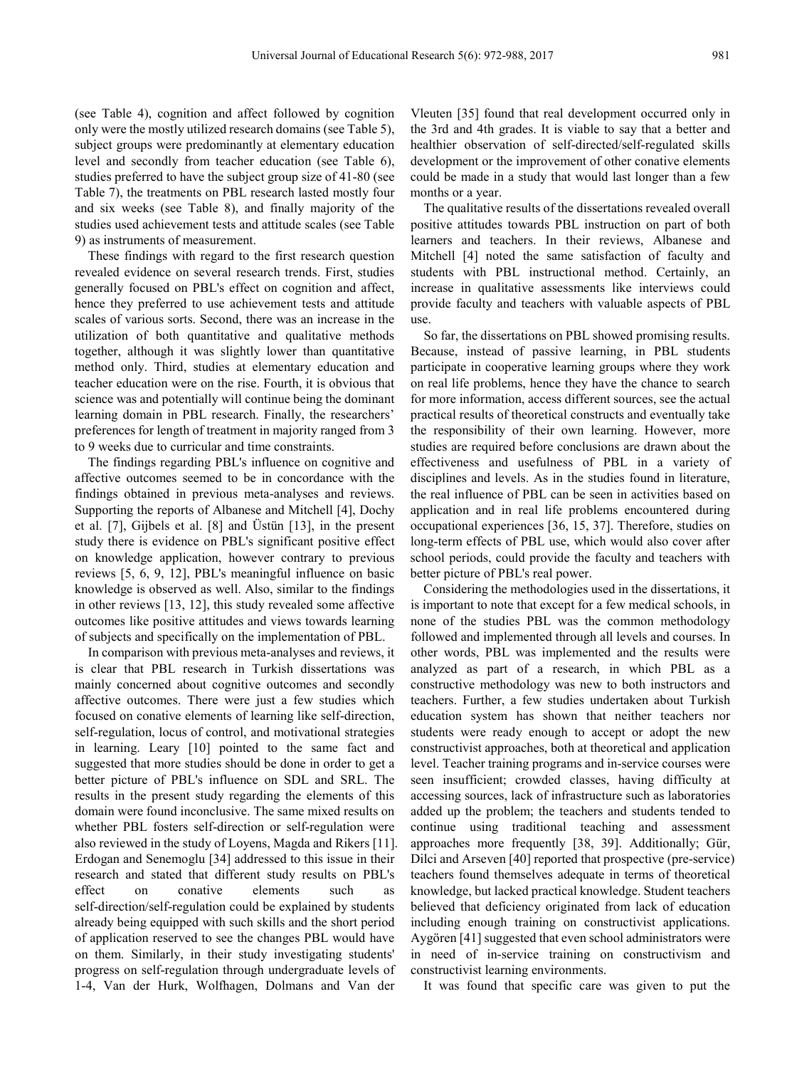(see Table 4), cognition and affect followed by cognition only were the mostly utilized research domains (see Table 5), subject groups were predominantly at elementary education level and secondly from teacher education (see Table 6), studies preferred to have the subject group size of 41-80 (see Table 7), the treatments on PBL research lasted mostly four and six weeks (see Table 8), and finally majority of the studies used achievement tests and attitude scales (see Table 9) as instruments of measurement.

These findings with regard to the first research question revealed evidence on several research trends. First, studies generally focused on PBL's effect on cognition and affect, hence they preferred to use achievement tests and attitude scales of various sorts. Second, there was an increase in the utilization of both quantitative and qualitative methods together, although it was slightly lower than quantitative method only. Third, studies at elementary education and teacher education were on the rise. Fourth, it is obvious that science was and potentially will continue being the dominant learning domain in PBL research. Finally, the researchers' preferences for length of treatment in majority ranged from 3 to 9 weeks due to curricular and time constraints.

The findings regarding PBL's influence on cognitive and affective outcomes seemed to be in concordance with the findings obtained in previous meta-analyses and reviews. Supporting the reports of Albanese and Mitchell [4], Dochy et al. [7], Gijbels et al. [8] and Üstün [13], in the present study there is evidence on PBL's significant positive effect on knowledge application, however contrary to previous reviews [5, 6, 9, 12], PBL's meaningful influence on basic knowledge is observed as well. Also, similar to the findings in other reviews [13, 12], this study revealed some affective outcomes like positive attitudes and views towards learning of subjects and specifically on the implementation of PBL.

In comparison with previous meta-analyses and reviews, it is clear that PBL research in Turkish dissertations was mainly concerned about cognitive outcomes and secondly affective outcomes. There were just a few studies which focused on conative elements of learning like self-direction, self-regulation, locus of control, and motivational strategies in learning. Leary [10] pointed to the same fact and suggested that more studies should be done in order to get a better picture of PBL's influence on SDL and SRL. The results in the present study regarding the elements of this domain were found inconclusive. The same mixed results on whether PBL fosters self-direction or self-regulation were also reviewed in the study of Loyens, Magda and Rikers [11]. Erdogan and Senemoglu [34] addressed to this issue in their research and stated that different study results on PBL's effect on conative elements such as self-direction/self-regulation could be explained by students already being equipped with such skills and the short period of application reserved to see the changes PBL would have on them. Similarly, in their study investigating students' progress on self-regulation through undergraduate levels of 1-4, Van der Hurk, Wolfhagen, Dolmans and Van der Vleuten [35] found that real development occurred only in the 3rd and 4th grades. It is viable to say that a better and healthier observation of self-directed/self-regulated skills development or the improvement of other conative elements could be made in a study that would last longer than a few months or a year.

The qualitative results of the dissertations revealed overall positive attitudes towards PBL instruction on part of both learners and teachers. In their reviews, Albanese and Mitchell [4] noted the same satisfaction of faculty and students with PBL instructional method. Certainly, an increase in qualitative assessments like interviews could provide faculty and teachers with valuable aspects of PBL use.

So far, the dissertations on PBL showed promising results. Because, instead of passive learning, in PBL students participate in cooperative learning groups where they work on real life problems, hence they have the chance to search for more information, access different sources, see the actual practical results of theoretical constructs and eventually take the responsibility of their own learning. However, more studies are required before conclusions are drawn about the effectiveness and usefulness of PBL in a variety of disciplines and levels. As in the studies found in literature, the real influence of PBL can be seen in activities based on application and in real life problems encountered during occupational experiences [36, 15, 37]. Therefore, studies on long-term effects of PBL use, which would also cover after school periods, could provide the faculty and teachers with better picture of PBL's real power.

Considering the methodologies used in the dissertations, it is important to note that except for a few medical schools, in none of the studies PBL was the common methodology followed and implemented through all levels and courses. In other words, PBL was implemented and the results were analyzed as part of a research, in which PBL as a constructive methodology was new to both instructors and teachers. Further, a few studies undertaken about Turkish education system has shown that neither teachers nor students were ready enough to accept or adopt the new constructivist approaches, both at theoretical and application level. Teacher training programs and in-service courses were seen insufficient; crowded classes, having difficulty at accessing sources, lack of infrastructure such as laboratories added up the problem; the teachers and students tended to continue using traditional teaching and assessment approaches more frequently [38, 39]. Additionally; Gür, Dilci and Arseven [40] reported that prospective (pre-service) teachers found themselves adequate in terms of theoretical knowledge, but lacked practical knowledge. Student teachers believed that deficiency originated from lack of education including enough training on constructivist applications. Aygören [41] suggested that even school administrators were in need of in-service training on constructivism and constructivist learning environments.

It was found that specific care was given to put the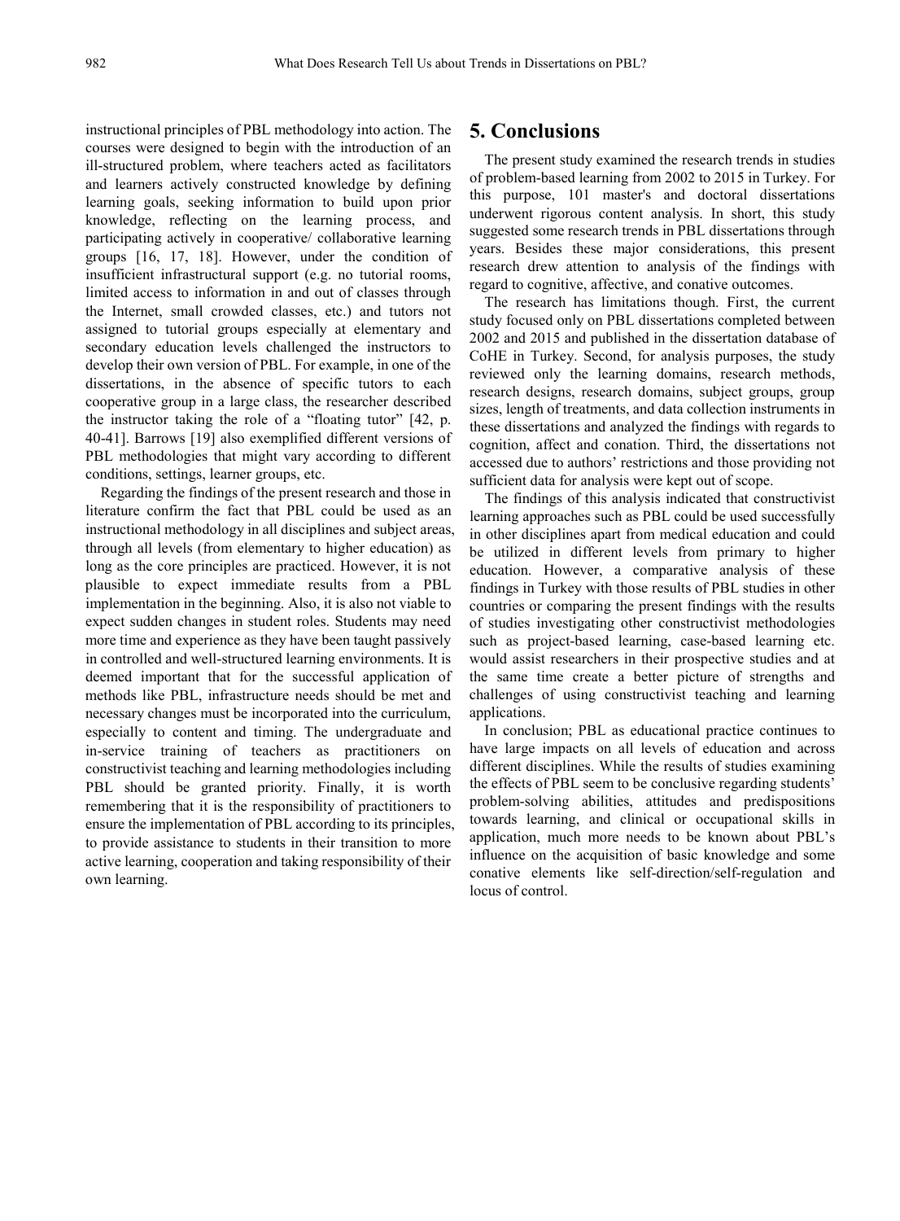instructional principles of PBL methodology into action. The courses were designed to begin with the introduction of an ill-structured problem, where teachers acted as facilitators and learners actively constructed knowledge by defining learning goals, seeking information to build upon prior knowledge, reflecting on the learning process, and participating actively in cooperative/ collaborative learning groups [16, 17, 18]. However, under the condition of insufficient infrastructural support (e.g. no tutorial rooms, limited access to information in and out of classes through the Internet, small crowded classes, etc.) and tutors not assigned to tutorial groups especially at elementary and secondary education levels challenged the instructors to develop their own version of PBL. For example, in one of the dissertations, in the absence of specific tutors to each cooperative group in a large class, the researcher described the instructor taking the role of a "floating tutor" [42, p. 40-41]. Barrows [19] also exemplified different versions of PBL methodologies that might vary according to different conditions, settings, learner groups, etc.

Regarding the findings of the present research and those in literature confirm the fact that PBL could be used as an instructional methodology in all disciplines and subject areas, through all levels (from elementary to higher education) as long as the core principles are practiced. However, it is not plausible to expect immediate results from a PBL implementation in the beginning. Also, it is also not viable to expect sudden changes in student roles. Students may need more time and experience as they have been taught passively in controlled and well-structured learning environments. It is deemed important that for the successful application of methods like PBL, infrastructure needs should be met and necessary changes must be incorporated into the curriculum, especially to content and timing. The undergraduate and in-service training of teachers as practitioners on constructivist teaching and learning methodologies including PBL should be granted priority. Finally, it is worth remembering that it is the responsibility of practitioners to ensure the implementation of PBL according to its principles, to provide assistance to students in their transition to more active learning, cooperation and taking responsibility of their own learning.

# 5. Conclusions

The present study examined the research trends in studies of problem-based learning from 2002 to 2015 in Turkey. For this purpose, 101 master's and doctoral dissertations underwent rigorous content analysis. In short, this study suggested some research trends in PBL dissertations through years. Besides these major considerations, this present research drew attention to analysis of the findings with regard to cognitive, affective, and conative outcomes.

The research has limitations though. First, the current study focused only on PBL dissertations completed between 2002 and 2015 and published in the dissertation database of CoHE in Turkey. Second, for analysis purposes, the study reviewed only the learning domains, research methods, research designs, research domains, subject groups, group sizes, length of treatments, and data collection instruments in these dissertations and analyzed the findings with regards to cognition, affect and conation. Third, the dissertations not accessed due to authors' restrictions and those providing not sufficient data for analysis were kept out of scope.

The findings of this analysis indicated that constructivist learning approaches such as PBL could be used successfully in other disciplines apart from medical education and could be utilized in different levels from primary to higher education. However, a comparative analysis of these findings in Turkey with those results of PBL studies in other countries or comparing the present findings with the results of studies investigating other constructivist methodologies such as project-based learning, case-based learning etc. would assist researchers in their prospective studies and at the same time create a better picture of strengths and challenges of using constructivist teaching and learning applications.

In conclusion; PBL as educational practice continues to have large impacts on all levels of education and across different disciplines. While the results of studies examining the effects of PBL seem to be conclusive regarding students' problem-solving abilities, attitudes and predispositions towards learning, and clinical or occupational skills in application, much more needs to be known about PBL's influence on the acquisition of basic knowledge and some conative elements like self-direction/self-regulation and locus of control.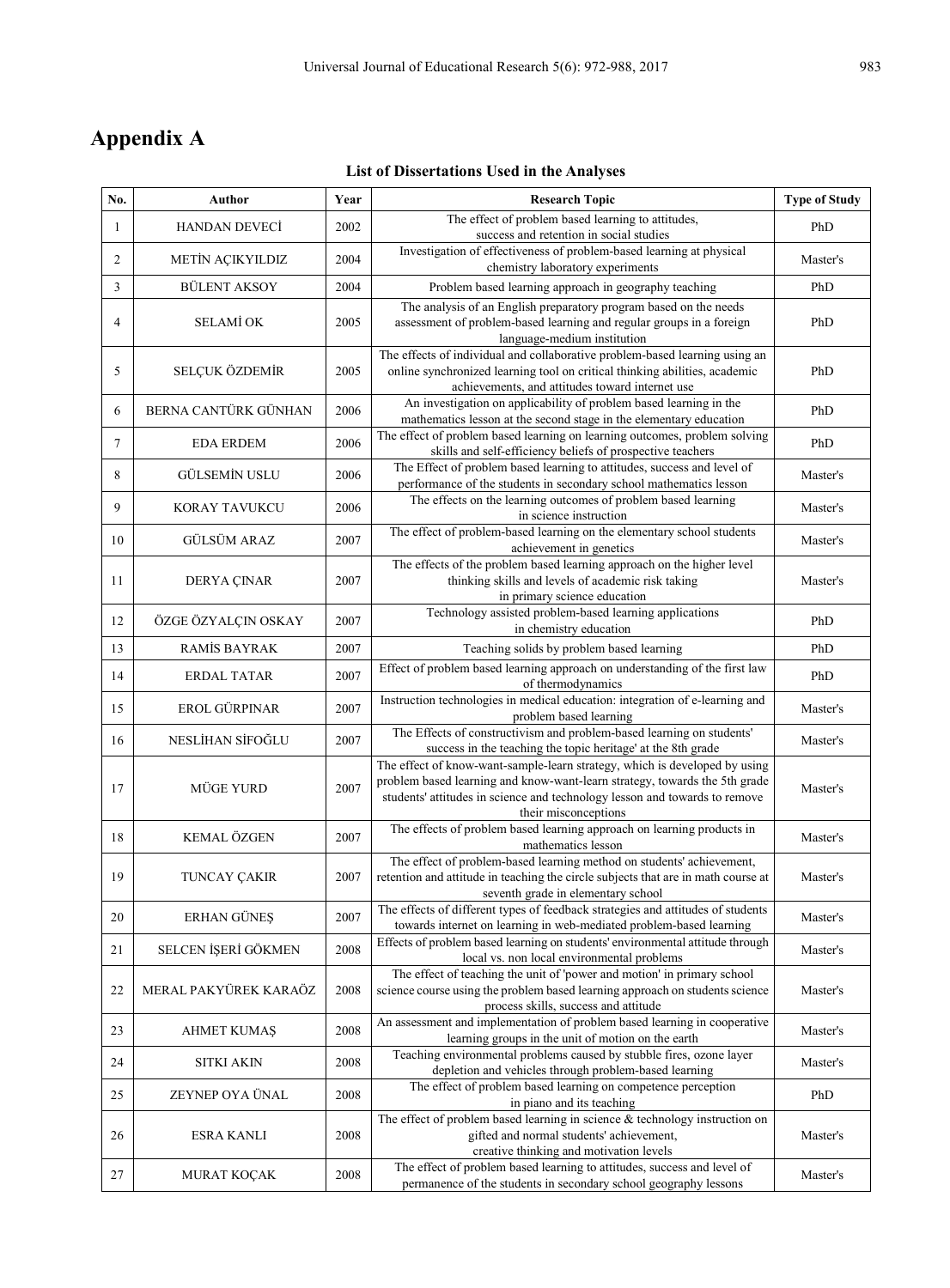# Appendix A

**List of Dissertations Used in the Analyses**

| No. | Author | Year | Research Topic | Type of Study |
|---|---|---|---|---|
| 1 | HANDAN DEVECİ | 2002 | The effect of problem based learning to attitudes, success and retention in social studies | PhD |
| 2 | METİN AÇIKYILDIZ | 2004 | Investigation of effectiveness of problem-based learning at physical chemistry laboratory experiments | Master's |
| 3 | BÜLENT AKSOY | 2004 | Problem based learning approach in geography teaching | PhD |
| 4 | SELAMİ OK | 2005 | The analysis of an English preparatory program based on the needs assessment of problem-based learning and regular groups in a foreign language-medium institution | PhD |
| 5 | SELÇUK ÖZDEMİR | 2005 | The effects of individual and collaborative problem-based learning using an online synchronized learning tool on critical thinking abilities, academic achievements, and attitudes toward internet use | PhD |
| 6 | BERNA CANTÜRK GÜNHAN | 2006 | An investigation on applicability of problem based learning in the mathematics lesson at the second stage in the elementary education | PhD |
| 7 | EDA ERDEM | 2006 | The effect of problem based learning on learning outcomes, problem solving skills and self-efficiency beliefs of prospective teachers | PhD |
| 8 | GÜLSEMİN USLU | 2006 | The Effect of problem based learning to attitudes, success and level of performance of the students in secondary school mathematics lesson | Master's |
| 9 | KORAY TAVUKCU | 2006 | The effects on the learning outcomes of problem based learning in science instruction | Master's |
| 10 | GÜLSÜM ARAZ | 2007 | The effect of problem-based learning on the elementary school students achievement in genetics | Master's |
| 11 | DERYA ÇINAR | 2007 | The effects of the problem based learning approach on the higher level thinking skills and levels of academic risk taking in primary science education | Master's |
| 12 | ÖZGE ÖZYALÇIN OSKAY | 2007 | Technology assisted problem-based learning applications in chemistry education | PhD |
| 13 | RAMİS BAYRAK | 2007 | Teaching solids by problem based learning | PhD |
| 14 | ERDAL TATAR | 2007 | Effect of problem based learning approach on understanding of the first law of thermodynamics | PhD |
| 15 | EROL GÜRPINAR | 2007 | Instruction technologies in medical education: integration of e-learning and problem based learning | Master's |
| 16 | NESLİHAN SİFOĞLU | 2007 | The Effects of constructivism and problem-based learning on students' success in the teaching the topic heritage' at the 8th grade | Master's |
| 17 | MÜGE YURD | 2007 | The effect of know-want-sample-learn strategy, which is developed by using problem based learning and know-want-learn strategy, towards the 5th grade students' attitudes in science and technology lesson and towards to remove their misconceptions | Master's |
| 18 | KEMAL ÖZGEN | 2007 | The effects of problem based learning approach on learning products in mathematics lesson | Master's |
| 19 | TUNCAY ÇAKIR | 2007 | The effect of problem-based learning method on students' achievement, retention and attitude in teaching the circle subjects that are in math course at seventh grade in elementary school | Master's |
| 20 | ERHAN GÜNEŞ | 2007 | The effects of different types of feedback strategies and attitudes of students towards internet on learning in web-mediated problem-based learning | Master's |
| 21 | SELCEN İŞERİ GÖKMEN | 2008 | Effects of problem based learning on students' environmental attitude through local vs. non local environmental problems | Master's |
| 22 | MERAL PAKYÜREK KARAÖZ | 2008 | The effect of teaching the unit of 'power and motion' in primary school science course using the problem based learning approach on students science process skills, success and attitude | Master's |
| 23 | AHMET KUMAŞ | 2008 | An assessment and implementation of problem based learning in cooperative learning groups in the unit of motion on the earth | Master's |
| 24 | SITKI AKIN | 2008 | Teaching environmental problems caused by stubble fires, ozone layer depletion and vehicles through problem-based learning | Master's |
| 25 | ZEYNEP OYA ÜNAL | 2008 | The effect of problem based learning on competence perception in piano and its teaching | PhD |
| 26 | ESRA KANLI | 2008 | The effect of problem based learning in science & technology instruction on gifted and normal students' achievement, creative thinking and motivation levels | Master's |
| 27 | MURAT KOÇAK | 2008 | The effect of problem based learning to attitudes, success and level of permanence of the students in secondary school geography lessons | Master's |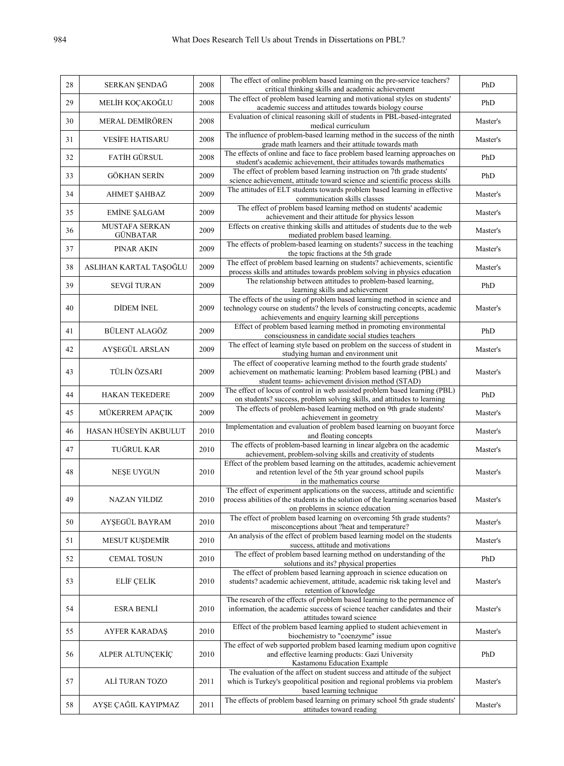| 28 | SERKAN ŞENDAĞ | 2008 | The effect of online problem based learning on the pre-service teachers? critical thinking skills and academic achievement | PhD |
|---|---|---|---|---|
| 29 | MELİH KOÇAKOĞLU | 2008 | The effect of problem based learning and motivational styles on students' academic success and attitudes towards biology course | PhD |
| 30 | MERAL DEMİRÖREN | 2008 | Evaluation of clinical reasoning skill of students in PBL-based-integrated medical curriculum | Master's |
| 31 | VESİFE HATISARU | 2008 | The influence of problem-based learning method in the success of the ninth grade math learners and their attitude towards math | Master's |
| 32 | FATİH GÜRSUL | 2008 | The effects of online and face to face problem based learning approaches on student's academic achievement, their attitudes towards mathematics | PhD |
| 33 | GÖKHAN SERİN | 2009 | The effect of problem based learning instruction on 7th grade students' science achievement, attitude toward science and scientific process skills | PhD |
| 34 | AHMET ŞAHBAZ | 2009 | The attitudes of ELT students towards problem based learning in effective communication skills classes | Master's |
| 35 | EMİNE ŞALGAM | 2009 | The effect of problem based learning method on students' academic achievement and their attitude for physics lesson | Master's |
| 36 | MUSTAFA SERKAN GÜNBATAR | 2009 | Effects on creative thinking skills and attitudes of students due to the web mediated problem based learning. | Master's |
| 37 | PINAR AKIN | 2009 | The effects of problem-based learning on students? success in the teaching the topic fractions at the 5th grade | Master's |
| 38 | ASLIHAN KARTAL TAŞOĞLU | 2009 | The effect of problem based learning on students? achievements, scientific process skills and attitudes towards problem solving in physics education | Master's |
| 39 | SEVGİ TURAN | 2009 | The relationship between attitudes to problem-based learning, learning skills and achievement | PhD |
| 40 | DİDEM İNEL | 2009 | The effects of the using of problem based learning method in science and technology course on students? the levels of constructing concepts, academic achievements and enquiry learning skill perceptions | Master's |
| 41 | BÜLENT ALAGÖZ | 2009 | Effect of problem based learning method in promoting environmental consciousness in candidate social studies teachers | PhD |
| 42 | AYŞEGÜL ARSLAN | 2009 | The effect of learning style based on problem on the success of student in studying human and environment unit | Master's |
| 43 | TÜLİN ÖZSARI | 2009 | The effect of cooperative learning method to the fourth grade students' achievement on mathematic learning: Problem based learning (PBL) and student teams- achievement division method (STAD) | Master's |
| 44 | HAKAN TEKEDERE | 2009 | The effect of locus of control in web assisted problem based learning (PBL) on students? success, problem solving skills, and attitudes to learning | PhD |
| 45 | MÜKERREM APAÇIK | 2009 | The effects of problem-based learning method on 9th grade students' achievement in geometry | Master's |
| 46 | HASAN HÜSEYİN AKBULUT | 2010 | Implementation and evaluation of problem based learning on buoyant force and floating concepts | Master's |
| 47 | TUĞRUL KAR | 2010 | The effects of problem-based learning in linear algebra on the academic achievement, problem-solving skills and creativity of students | Master's |
| 48 | NEŞE UYGUN | 2010 | Effect of the problem based learning on the attitudes, academic achievement and retention level of the 5th year ground school pupils in the mathematics course | Master's |
| 49 | NAZAN YILDIZ | 2010 | The effect of experiment applications on the success, attitude and scientific process abilities of the students in the solution of the learning scenarios based on problems in science education | Master's |
| 50 | AYŞEGÜL BAYRAM | 2010 | The effect of problem based learning on overcoming 5th grade students? misconceptions about ?heat and temperature? | Master's |
| 51 | MESUT KUŞDEMİR | 2010 | An analysis of the effect of problem based learning model on the students success, attitude and motivations | Master's |
| 52 | CEMAL TOSUN | 2010 | The effect of problem based learning method on understanding of the solutions and its? physical properties | PhD |
| 53 | ELİF ÇELİK | 2010 | The effect of problem based learning approach in science education on students? academic achievement, attitude, academic risk taking level and retention of knowledge | Master's |
| 54 | ESRA BENLİ | 2010 | The research of the effects of problem based learning to the permanence of information, the academic success of science teacher candidates and their attitudes toward science | Master's |
| 55 | AYFER KARADAŞ | 2010 | Effect of the problem based learning applied to student achievement in biochemistry to "coenzyme" issue | Master's |
| 56 | ALPER ALTUNÇEKİÇ | 2010 | The effect of web supported problem based learning medium upon cognitive and effective learning products: Gazi University Kastamonu Education Example | PhD |
| 57 | ALİ TURAN TOZO | 2011 | The evaluation of the affect on student success and attitude of the subject which is Turkey's geopolitical position and regional problems via problem based learning technique | Master's |
| 58 | AYŞE ÇAĞIL KAYIPMAZ | 2011 | The effects of problem based learning on primary school 5th grade students' attitudes toward reading | Master's |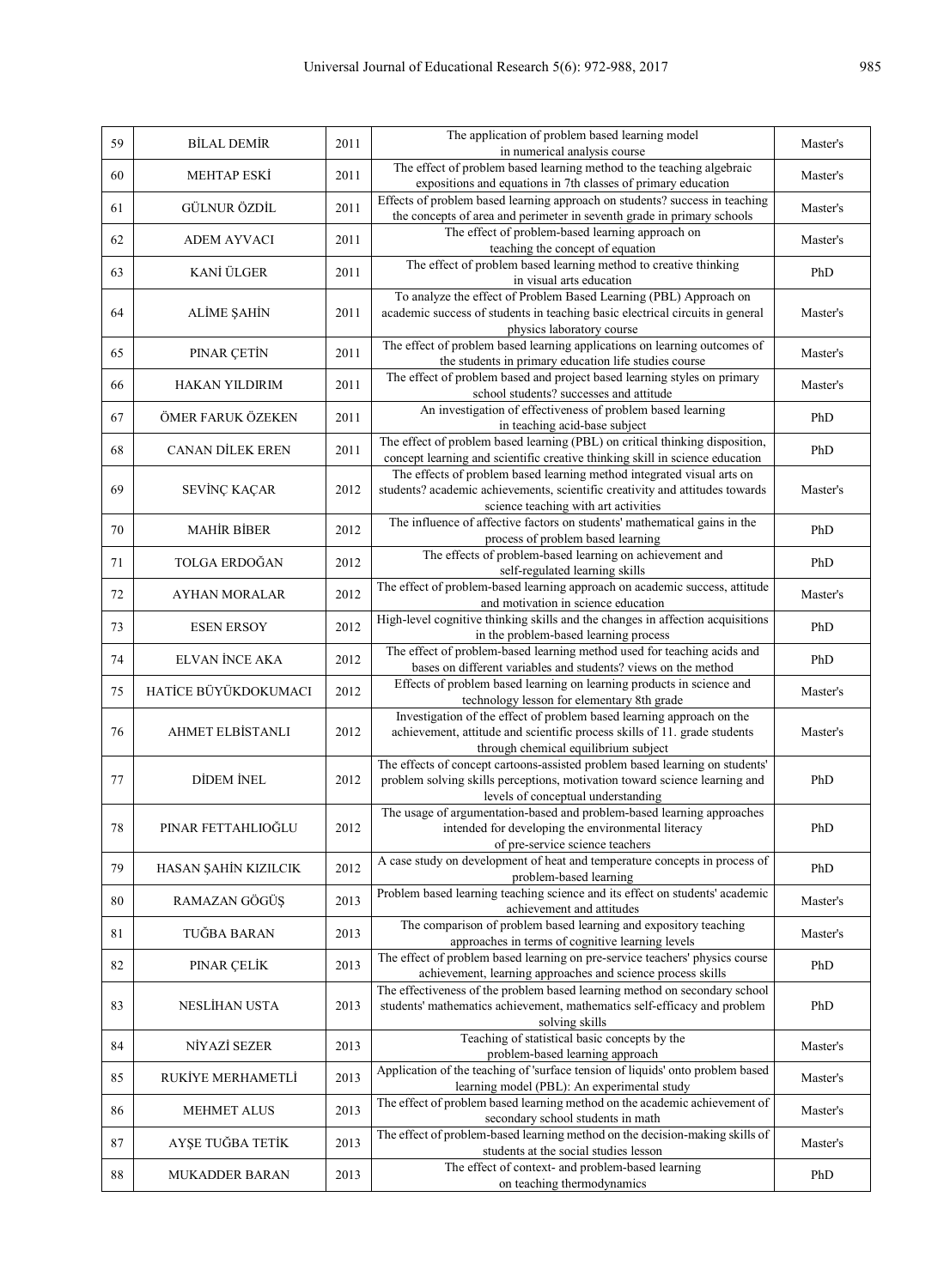| 59 | BİLAL DEMİR | 2011 | The application of problem based learning model in numerical analysis course | Master's |
|---|---|---|---|---|
| 60 | MEHTAP ESKİ | 2011 | The effect of problem based learning method to the teaching algebraic expositions and equations in 7th classes of primary education | Master's |
| 61 | GÜLNUR ÖZDİL | 2011 | Effects of problem based learning approach on students? success in teaching the concepts of area and perimeter in seventh grade in primary schools | Master's |
| 62 | ADEM AYVACI | 2011 | The effect of problem-based learning approach on teaching the concept of equation | Master's |
| 63 | KANİ ÜLGER | 2011 | The effect of problem based learning method to creative thinking in visual arts education | PhD |
| 64 | ALİME ŞAHİN | 2011 | To analyze the effect of Problem Based Learning (PBL) Approach on academic success of students in teaching basic electrical circuits in general physics laboratory course | Master's |
| 65 | PINAR ÇETİN | 2011 | The effect of problem based learning applications on learning outcomes of the students in primary education life studies course | Master's |
| 66 | HAKAN YILDIRIM | 2011 | The effect of problem based and project based learning styles on primary school students? successes and attitude | Master's |
| 67 | ÖMER FARUK ÖZEKEN | 2011 | An investigation of effectiveness of problem based learning in teaching acid-base subject | PhD |
| 68 | CANAN DİLEK EREN | 2011 | The effect of problem based learning (PBL) on critical thinking disposition, concept learning and scientific creative thinking skill in science education | PhD |
| 69 | SEVİNÇ KAÇAR | 2012 | The effects of problem based learning method integrated visual arts on students? academic achievements, scientific creativity and attitudes towards science teaching with art activities | Master's |
| 70 | MAHİR BİBER | 2012 | The influence of affective factors on students' mathematical gains in the process of problem based learning | PhD |
| 71 | TOLGA ERDOĞAN | 2012 | The effects of problem-based learning on achievement and self-regulated learning skills | PhD |
| 72 | AYHAN MORALAR | 2012 | The effect of problem-based learning approach on academic success, attitude and motivation in science education | Master's |
| 73 | ESEN ERSOY | 2012 | High-level cognitive thinking skills and the changes in affection acquisitions in the problem-based learning process | PhD |
| 74 | ELVAN İNCE AKA | 2012 | The effect of problem-based learning method used for teaching acids and bases on different variables and students? views on the method | PhD |
| 75 | HATİCE BÜYÜKDOKUMACI | 2012 | Effects of problem based learning on learning products in science and technology lesson for elementary 8th grade | Master's |
| 76 | AHMET ELBİSTANLI | 2012 | Investigation of the effect of problem based learning approach on the achievement, attitude and scientific process skills of 11. grade students through chemical equilibrium subject | Master's |
| 77 | DİDEM İNEL | 2012 | The effects of concept cartoons-assisted problem based learning on students' problem solving skills perceptions, motivation toward science learning and levels of conceptual understanding | PhD |
| 78 | PINAR FETTAHLIOĞLU | 2012 | The usage of argumentation-based and problem-based learning approaches intended for developing the environmental literacy of pre-service science teachers | PhD |
| 79 | HASAN ŞAHİN KIZILCIK | 2012 | A case study on development of heat and temperature concepts in process of problem-based learning | PhD |
| 80 | RAMAZAN GÖGÜŞ | 2013 | Problem based learning teaching science and its effect on students' academic achievement and attitudes | Master's |
| 81 | TUĞBA BARAN | 2013 | The comparison of problem based learning and expository teaching approaches in terms of cognitive learning levels | Master's |
| 82 | PINAR ÇELİK | 2013 | The effect of problem based learning on pre-service teachers' physics course achievement, learning approaches and science process skills | PhD |
| 83 | NESLİHAN USTA | 2013 | The effectiveness of the problem based learning method on secondary school students' mathematics achievement, mathematics self-efficacy and problem solving skills | PhD |
| 84 | NİYAZİ SEZER | 2013 | Teaching of statistical basic concepts by the problem-based learning approach | Master's |
| 85 | RUKİYE MERHAMETLİ | 2013 | Application of the teaching of 'surface tension of liquids' onto problem based learning model (PBL): An experimental study | Master's |
| 86 | MEHMET ALUS | 2013 | The effect of problem based learning method on the academic achievement of secondary school students in math | Master's |
| 87 | AYŞE TUĞBA TETİK | 2013 | The effect of problem-based learning method on the decision-making skills of students at the social studies lesson | Master's |
| 88 | MUKADDER BARAN | 2013 | The effect of context- and problem-based learning on teaching thermodynamics | PhD |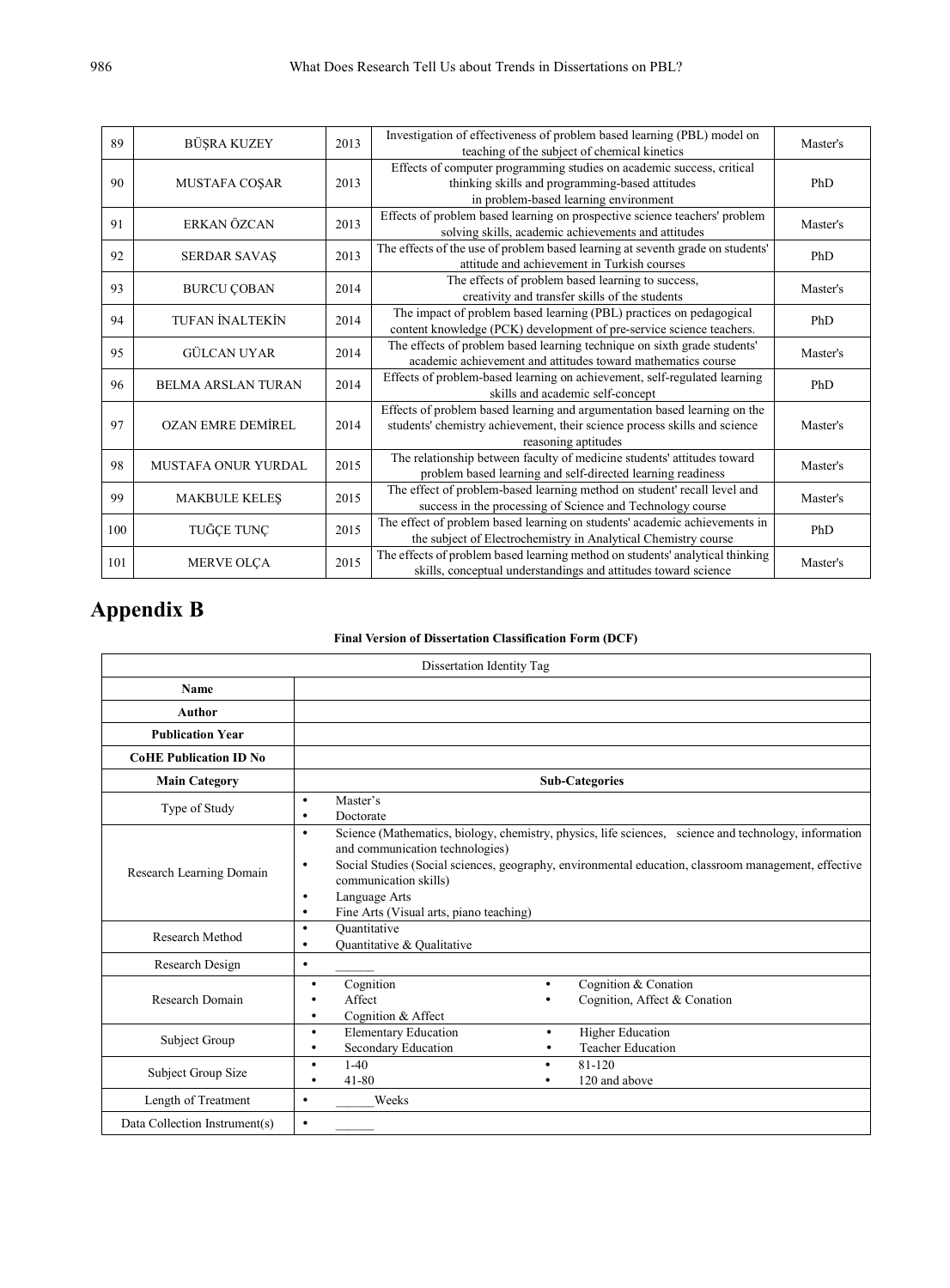| 89 | BÜŞRA KUZEY | 2013 | Investigation of effectiveness of problem based learning (PBL) model on teaching of the subject of chemical kinetics | Master's |
|---|---|---|---|---|
| 90 | MUSTAFA COŞAR | 2013 | Effects of computer programming studies on academic success, critical thinking skills and programming-based attitudes in problem-based learning environment | PhD |
| 91 | ERKAN ÖZCAN | 2013 | Effects of problem based learning on prospective science teachers' problem solving skills, academic achievements and attitudes | Master's |
| 92 | SERDAR SAVAŞ | 2013 | The effects of the use of problem based learning at seventh grade on students' attitude and achievement in Turkish courses | PhD |
| 93 | BURCU ÇOBAN | 2014 | The effects of problem based learning to success, creativity and transfer skills of the students | Master's |
| 94 | TUFAN İNALTEKİN | 2014 | The impact of problem based learning (PBL) practices on pedagogical content knowledge (PCK) development of pre-service science teachers. | PhD |
| 95 | GÜLCAN UYAR | 2014 | The effects of problem based learning technique on sixth grade students' academic achievement and attitudes toward mathematics course | Master's |
| 96 | BELMA ARSLAN TURAN | 2014 | Effects of problem-based learning on achievement, self-regulated learning skills and academic self-concept | PhD |
| 97 | OZAN EMRE DEMİREL | 2014 | Effects of problem based learning and argumentation based learning on the students' chemistry achievement, their science process skills and science reasoning aptitudes | Master's |
| 98 | MUSTAFA ONUR YURDAL | 2015 | The relationship between faculty of medicine students' attitudes toward problem based learning and self-directed learning readiness | Master's |
| 99 | MAKBULE KELEŞ | 2015 | The effect of problem based learning method on student' recall level and success in the processing of Science and Technology course | Master's |
| 100 | TUĞÇE TUNÇ | 2015 | The effect of problem based learning on students' academic achievements in the subject of Electrochemistry in Analytical Chemistry course | PhD |
| 101 | MERVE OLÇA | 2015 | The effects of problem based learning method on students' analytical thinking skills, conceptual understandings and attitudes toward science | Master's |

# Appendix B

**Final Version of Dissertation Classification Form (DCF)**

| Dissertation Identity Tag | | |
|---|---|---|
| **Name** | | |
| **Author** | | |
| **Publication Year** | | |
| **CoHE Publication ID No** | | |
| **Main Category** | **Sub-Categories** | |
| Type of Study | • Master's<br>• Doctorate | |
| Research Learning Domain | • Science (Mathematics, biology, chemistry, physics, life sciences, science and technology, information and communication technologies)<br>• Social Studies (Social sciences, geography, environmental education, classroom management, effective communication skills)<br>• Language Arts<br>• Fine Arts (Visual arts, piano teaching) | |
| Research Method | • Quantitative<br>• Quantitative & Qualitative | |
| Research Design | • ______ | |
| Research Domain | • Cognition<br>• Affect<br>• Cognition & Affect | • Cognition & Conation<br>• Cognition, Affect & Conation |
| Subject Group | • Elementary Education<br>• Secondary Education | • Higher Education<br>• Teacher Education |
| Subject Group Size | • 1-40<br>• 41-80 | • 81-120<br>• 120 and above |
| Length of Treatment | • ______Weeks | |
| Data Collection Instrument(s) | • ______ | |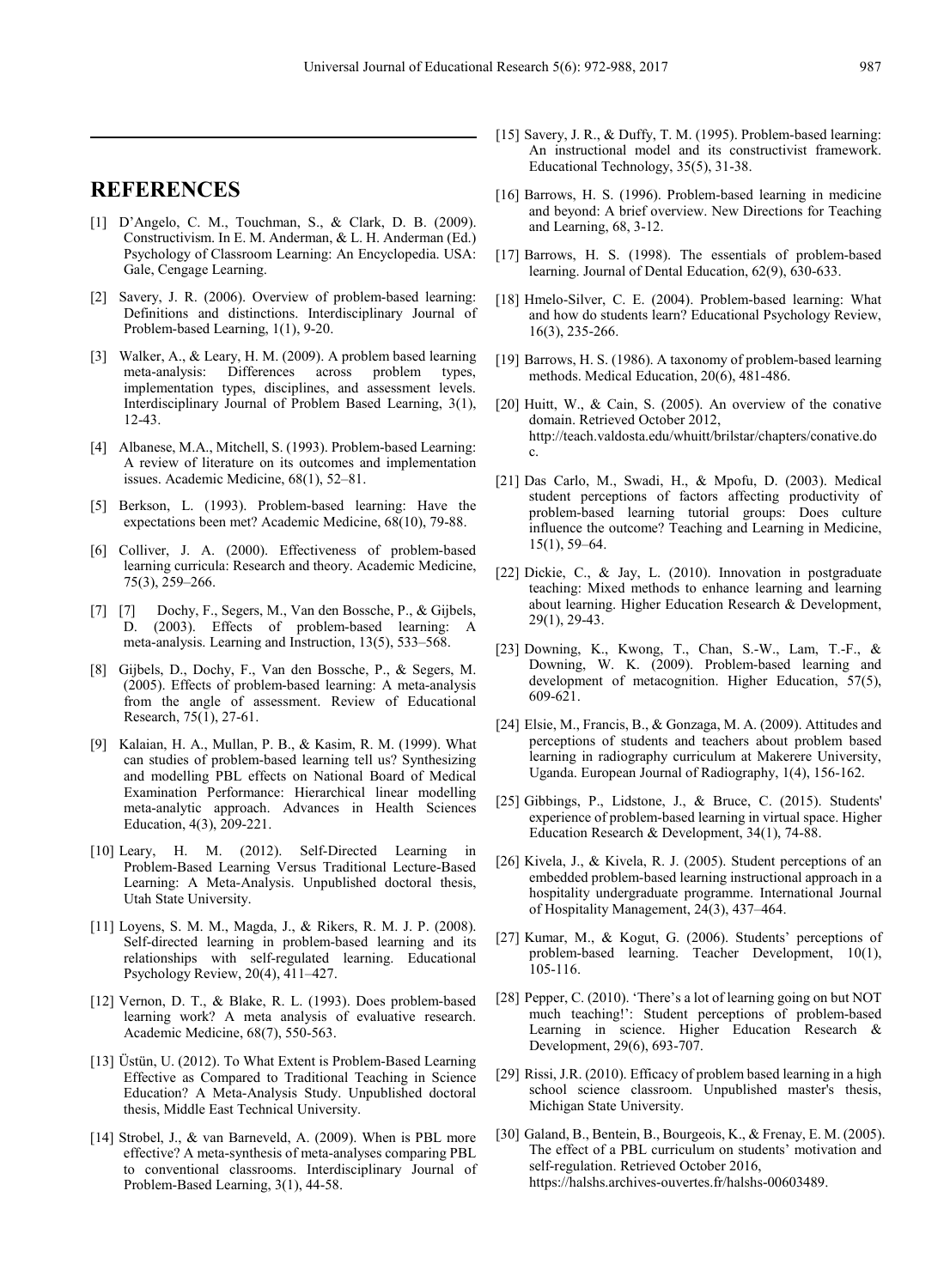# REFERENCES

[1] D'Angelo, C. M., Touchman, S., & Clark, D. B. (2009). Constructivism. In E. M. Anderman, & L. H. Anderman (Ed.) Psychology of Classroom Learning: An Encyclopedia. USA: Gale, Cengage Learning.

[2] Savery, J. R. (2006). Overview of problem-based learning: Definitions and distinctions. Interdisciplinary Journal of Problem-based Learning, 1(1), 9-20.

[3] Walker, A., & Leary, H. M. (2009). A problem based learning meta-analysis: Differences across problem types, implementation types, disciplines, and assessment levels. Interdisciplinary Journal of Problem Based Learning, 3(1), 12-43.

[4] Albanese, M.A., Mitchell, S. (1993). Problem-based Learning: A review of literature on its outcomes and implementation issues. Academic Medicine, 68(1), 52–81.

[5] Berkson, L. (1993). Problem-based learning: Have the expectations been met? Academic Medicine, 68(10), 79-88.

[6] Colliver, J. A. (2000). Effectiveness of problem-based learning curricula: Research and theory. Academic Medicine, 75(3), 259–266.

[7] [7] Dochy, F., Segers, M., Van den Bossche, P., & Gijbels, D. (2003). Effects of problem-based learning: A meta-analysis. Learning and Instruction, 13(5), 533–568.

[8] Gijbels, D., Dochy, F., Van den Bossche, P., & Segers, M. (2005). Effects of problem-based learning: A meta-analysis from the angle of assessment. Review of Educational Research, 75(1), 27-61.

[9] Kalaian, H. A., Mullan, P. B., & Kasim, R. M. (1999). What can studies of problem-based learning tell us? Synthesizing and modelling PBL effects on National Board of Medical Examination Performance: Hierarchical linear modelling meta-analytic approach. Advances in Health Sciences Education, 4(3), 209-221.

[10] Leary, H. M. (2012). Self-Directed Learning in Problem-Based Learning Versus Traditional Lecture-Based Learning: A Meta-Analysis. Unpublished doctoral thesis, Utah State University.

[11] Loyens, S. M. M., Magda, J., & Rikers, R. M. J. P. (2008). Self-directed learning in problem-based learning and its relationships with self-regulated learning. Educational Psychology Review, 20(4), 411–427.

[12] Vernon, D. T., & Blake, R. L. (1993). Does problem-based learning work? A meta analysis of evaluative research. Academic Medicine, 68(7), 550-563.

[13] Üstün, U. (2012). To What Extent is Problem-Based Learning Effective as Compared to Traditional Teaching in Science Education? A Meta-Analysis Study. Unpublished doctoral thesis, Middle East Technical University.

[14] Strobel, J., & van Barneveld, A. (2009). When is PBL more effective? A meta-synthesis of meta-analyses comparing PBL to conventional classrooms. Interdisciplinary Journal of Problem-Based Learning, 3(1), 44-58.

[15] Savery, J. R., & Duffy, T. M. (1995). Problem-based learning: An instructional model and its constructivist framework. Educational Technology, 35(5), 31-38.

[16] Barrows, H. S. (1996). Problem-based learning in medicine and beyond: A brief overview. New Directions for Teaching and Learning, 68, 3-12.

[17] Barrows, H. S. (1998). The essentials of problem-based learning. Journal of Dental Education, 62(9), 630-633.

[18] Hmelo-Silver, C. E. (2004). Problem-based learning: What and how do students learn? Educational Psychology Review, 16(3), 235-266.

[19] Barrows, H. S. (1986). A taxonomy of problem-based learning methods. Medical Education, 20(6), 481-486.

[20] Huitt, W., & Cain, S. (2005). An overview of the conative domain. Retrieved October 2012, http://teach.valdosta.edu/whuitt/brilstar/chapters/conative.doc.

[21] Das Carlo, M., Swadi, H., & Mpofu, D. (2003). Medical student perceptions of factors affecting productivity of problem-based learning tutorial groups: Does culture influence the outcome? Teaching and Learning in Medicine, 15(1), 59–64.

[22] Dickie, C., & Jay, L. (2010). Innovation in postgraduate teaching: Mixed methods to enhance learning and learning about learning. Higher Education Research & Development, 29(1), 29-43.

[23] Downing, K., Kwong, T., Chan, S.-W., Lam, T.-F., & Downing, W. K. (2009). Problem-based learning and development of metacognition. Higher Education, 57(5), 609-621.

[24] Elsie, M., Francis, B., & Gonzaga, M. A. (2009). Attitudes and perceptions of students and teachers about problem based learning in radiography curriculum at Makerere University, Uganda. European Journal of Radiography, 1(4), 156-162.

[25] Gibbings, P., Lidstone, J., & Bruce, C. (2015). Students' experience of problem-based learning in virtual space. Higher Education Research & Development, 34(1), 74-88.

[26] Kivela, J., & Kivela, R. J. (2005). Student perceptions of an embedded problem-based learning instructional approach in a hospitality undergraduate programme. International Journal of Hospitality Management, 24(3), 437–464.

[27] Kumar, M., & Kogut, G. (2006). Students' perceptions of problem-based learning. Teacher Development, 10(1), 105-116.

[28] Pepper, C. (2010). 'There's a lot of learning going on but NOT much teaching!': Student perceptions of problem-based Learning in science. Higher Education Research & Development, 29(6), 693-707.

[29] Rissi, J.R. (2010). Efficacy of problem based learning in a high school science classroom. Unpublished master's thesis, Michigan State University.

[30] Galand, B., Bentein, B., Bourgeois, K., & Frenay, E. M. (2005). The effect of a PBL curriculum on students' motivation and self-regulation. Retrieved October 2016, https://halshs.archives-ouvertes.fr/halshs-00603489.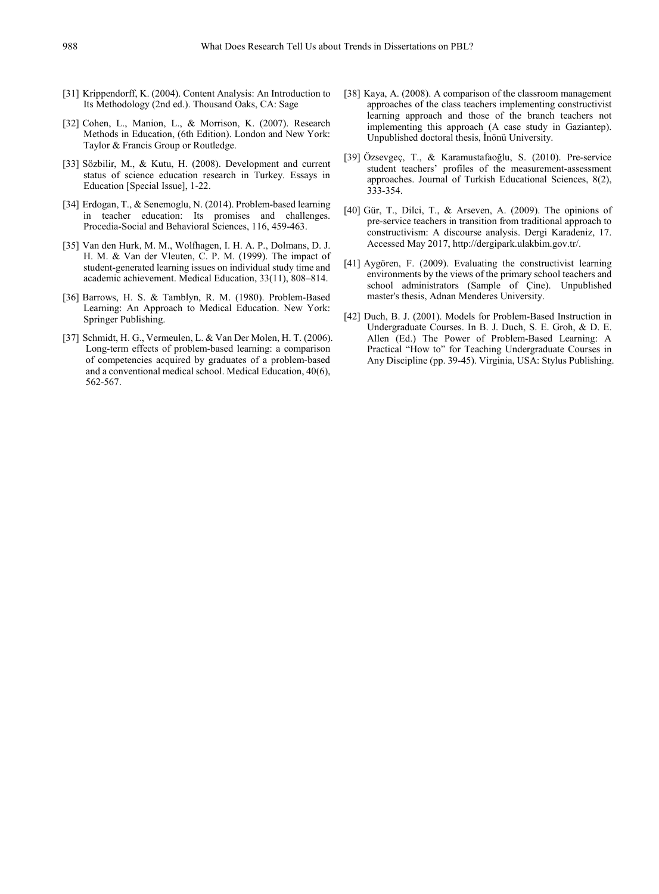[31] Krippendorff, K. (2004). Content Analysis: An Introduction to Its Methodology (2nd ed.). Thousand Oaks, CA: Sage

[32] Cohen, L., Manion, L., & Morrison, K. (2007). Research Methods in Education, (6th Edition). London and New York: Taylor & Francis Group or Routledge.

[33] Sözbilir, M., & Kutu, H. (2008). Development and current status of science education research in Turkey. Essays in Education [Special Issue], 1-22.

[34] Erdogan, T., & Senemoglu, N. (2014). Problem-based learning in teacher education: Its promises and challenges. Procedia-Social and Behavioral Sciences, 116, 459-463.

[35] Van den Hurk, M. M., Wolfhagen, I. H. A. P., Dolmans, D. J. H. M. & Van der Vleuten, C. P. M. (1999). The impact of student-generated learning issues on individual study time and academic achievement. Medical Education, 33(11), 808–814.

[36] Barrows, H. S. & Tamblyn, R. M. (1980). Problem-Based Learning: An Approach to Medical Education. New York: Springer Publishing.

[37] Schmidt, H. G., Vermeulen, L. & Van Der Molen, H. T. (2006). Long-term effects of problem-based learning: a comparison of competencies acquired by graduates of a problem-based and a conventional medical school. Medical Education, 40(6), 562-567.

[38] Kaya, A. (2008). A comparison of the classroom management approaches of the class teachers implementing constructivist learning approach and those of the branch teachers not implementing this approach (A case study in Gaziantep). Unpublished doctoral thesis, İnönü University.

[39] Özsevgeç, T., & Karamustafaoğlu, S. (2010). Pre-service student teachers' profiles of the measurement-assessment approaches. Journal of Turkish Educational Sciences, 8(2), 333-354.

[40] Gür, T., Dilci, T., & Arseven, A. (2009). The opinions of pre-service teachers in transition from traditional approach to constructivism: A discourse analysis. Dergi Karadeniz, 17. Accessed May 2017, http://dergipark.ulakbim.gov.tr/.

[41] Aygören, F. (2009). Evaluating the constructivist learning environments by the views of the primary school teachers and school administrators (Sample of Çine). Unpublished master's thesis, Adnan Menderes University.

[42] Duch, B. J. (2001). Models for Problem-Based Instruction in Undergraduate Courses. In B. J. Duch, S. E. Groh, & D. E. Allen (Ed.) The Power of Problem-Based Learning: A Practical "How to" for Teaching Undergraduate Courses in Any Discipline (pp. 39-45). Virginia, USA: Stylus Publishing.